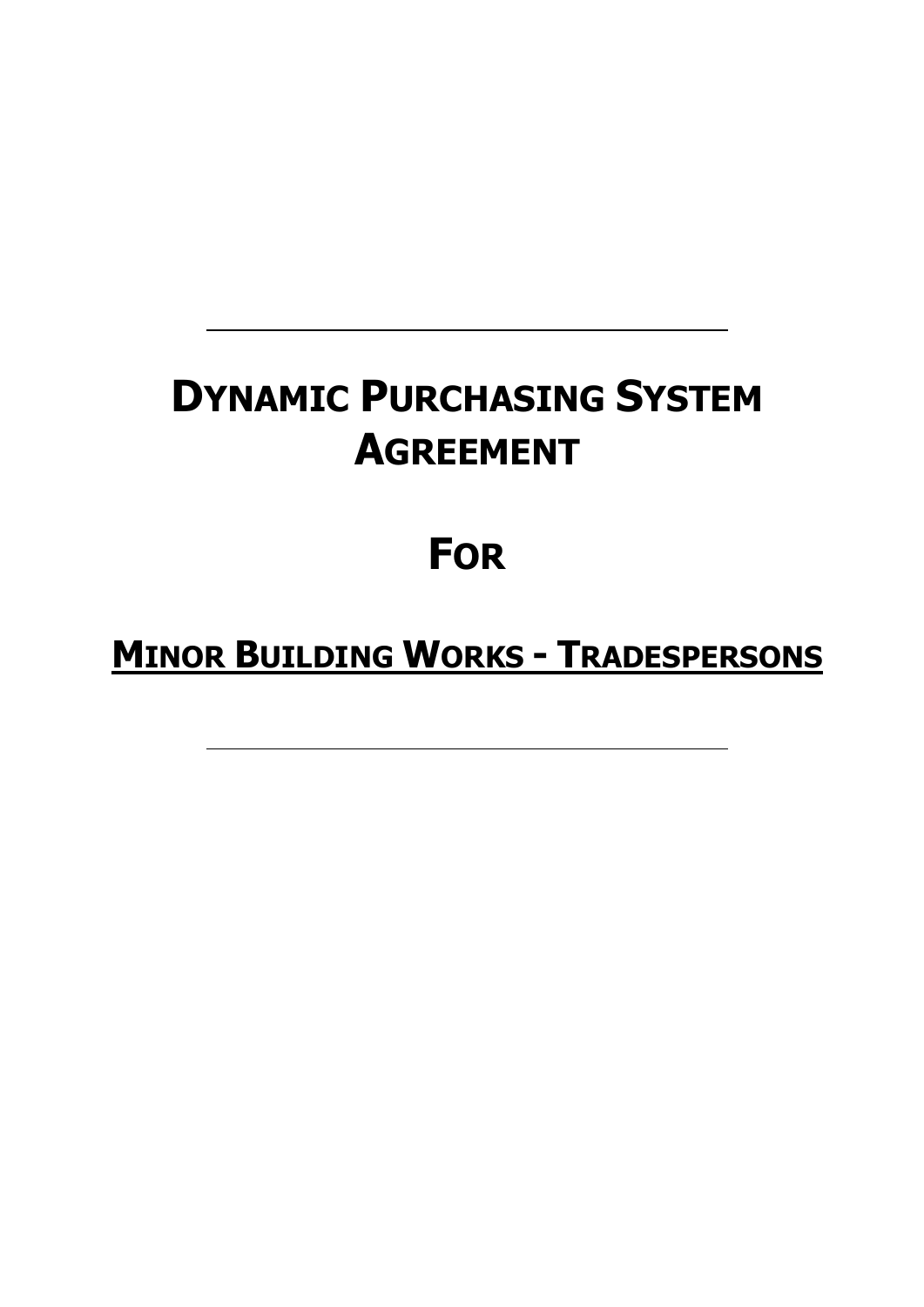---

# DYNAMIC PURCHASING SYSTEM AGREEMENT

# FOR

# MINOR BUILDING WORKS - TRADESPERSONS

---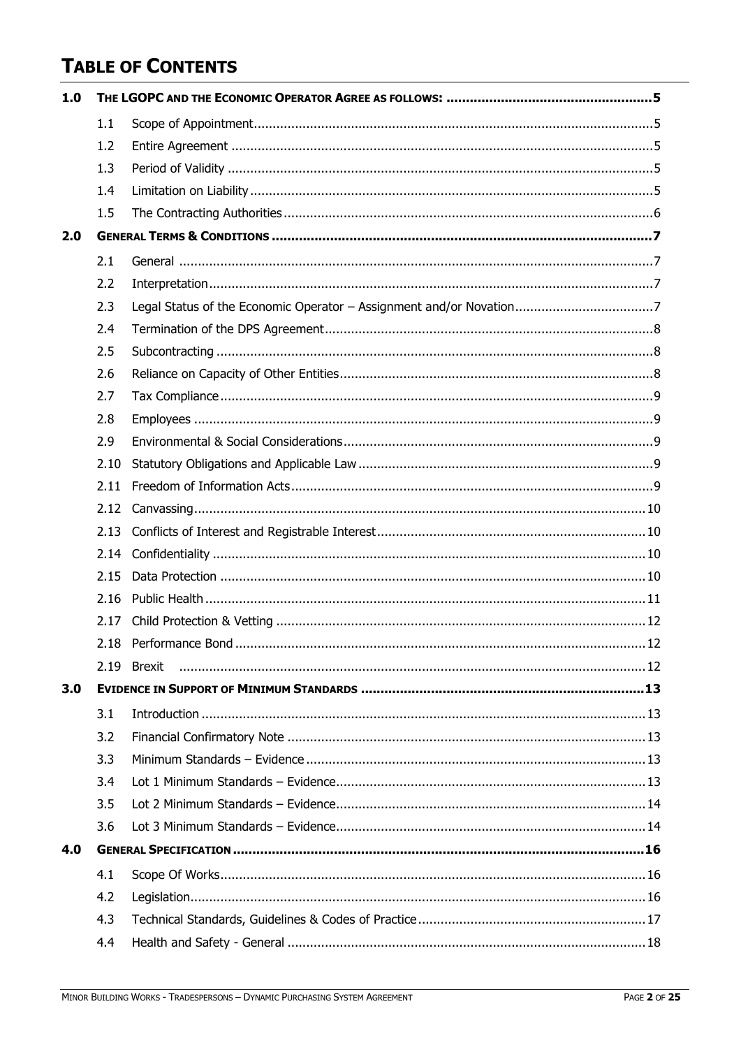# TABLE OF CONTENTS

| | | | |
|---|---|---|---|
| **1.0** | **THE LGOPC AND THE ECONOMIC OPERATOR AGREE AS FOLLOWS:** | | **5** |
| | 1.1 | Scope of Appointment | 5 |
| | 1.2 | Entire Agreement | 5 |
| | 1.3 | Period of Validity | 5 |
| | 1.4 | Limitation on Liability | 5 |
| | 1.5 | The Contracting Authorities | 6 |
| **2.0** | **GENERAL TERMS & CONDITIONS** | | **7** |
| | 2.1 | General | 7 |
| | 2.2 | Interpretation | 7 |
| | 2.3 | Legal Status of the Economic Operator – Assignment and/or Novation | 7 |
| | 2.4 | Termination of the DPS Agreement | 8 |
| | 2.5 | Subcontracting | 8 |
| | 2.6 | Reliance on Capacity of Other Entities | 8 |
| | 2.7 | Tax Compliance | 9 |
| | 2.8 | Employees | 9 |
| | 2.9 | Environmental & Social Considerations | 9 |
| | 2.10 | Statutory Obligations and Applicable Law | 9 |
| | 2.11 | Freedom of Information Acts | 9 |
| | 2.12 | Canvassing | 10 |
| | 2.13 | Conflicts of Interest and Registrable Interest | 10 |
| | 2.14 | Confidentiality | 10 |
| | 2.15 | Data Protection | 10 |
| | 2.16 | Public Health | 11 |
| | 2.17 | Child Protection & Vetting | 12 |
| | 2.18 | Performance Bond | 12 |
| | 2.19 | Brexit | 12 |
| **3.0** | **EVIDENCE IN SUPPORT OF MINIMUM STANDARDS** | | **13** |
| | 3.1 | Introduction | 13 |
| | 3.2 | Financial Confirmatory Note | 13 |
| | 3.3 | Minimum Standards – Evidence | 13 |
| | 3.4 | Lot 1 Minimum Standards – Evidence | 13 |
| | 3.5 | Lot 2 Minimum Standards – Evidence | 14 |
| | 3.6 | Lot 3 Minimum Standards – Evidence | 14 |
| **4.0** | **GENERAL SPECIFICATION** | | **16** |
| | 4.1 | Scope Of Works | 16 |
| | 4.2 | Legislation | 16 |
| | 4.3 | Technical Standards, Guidelines & Codes of Practice | 17 |
| | 4.4 | Health and Safety - General | 18 |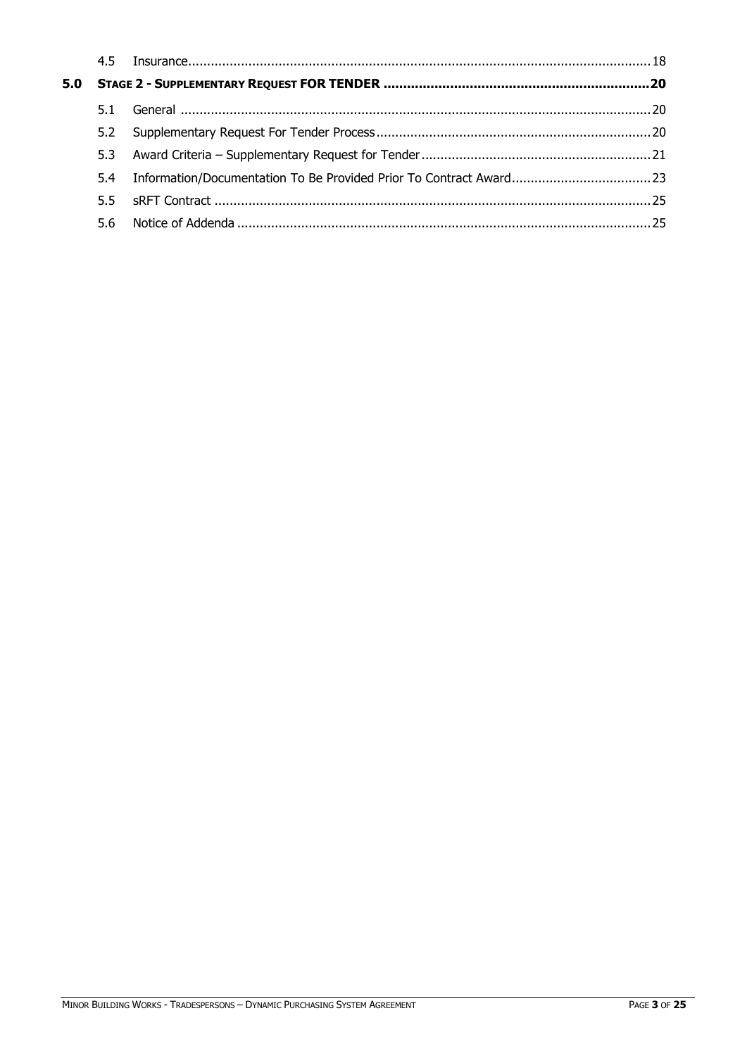| | | |
|---|---|---|
| 4.5 | Insurance | 18 |
| **5.0** | **STAGE 2 - SUPPLEMENTARY REQUEST FOR TENDER** | **20** |
| 5.1 | General | 20 |
| 5.2 | Supplementary Request For Tender Process | 20 |
| 5.3 | Award Criteria – Supplementary Request for Tender | 21 |
| 5.4 | Information/Documentation To Be Provided Prior To Contract Award | 23 |
| 5.5 | sRFT Contract | 25 |
| 5.6 | Notice of Addenda | 25 |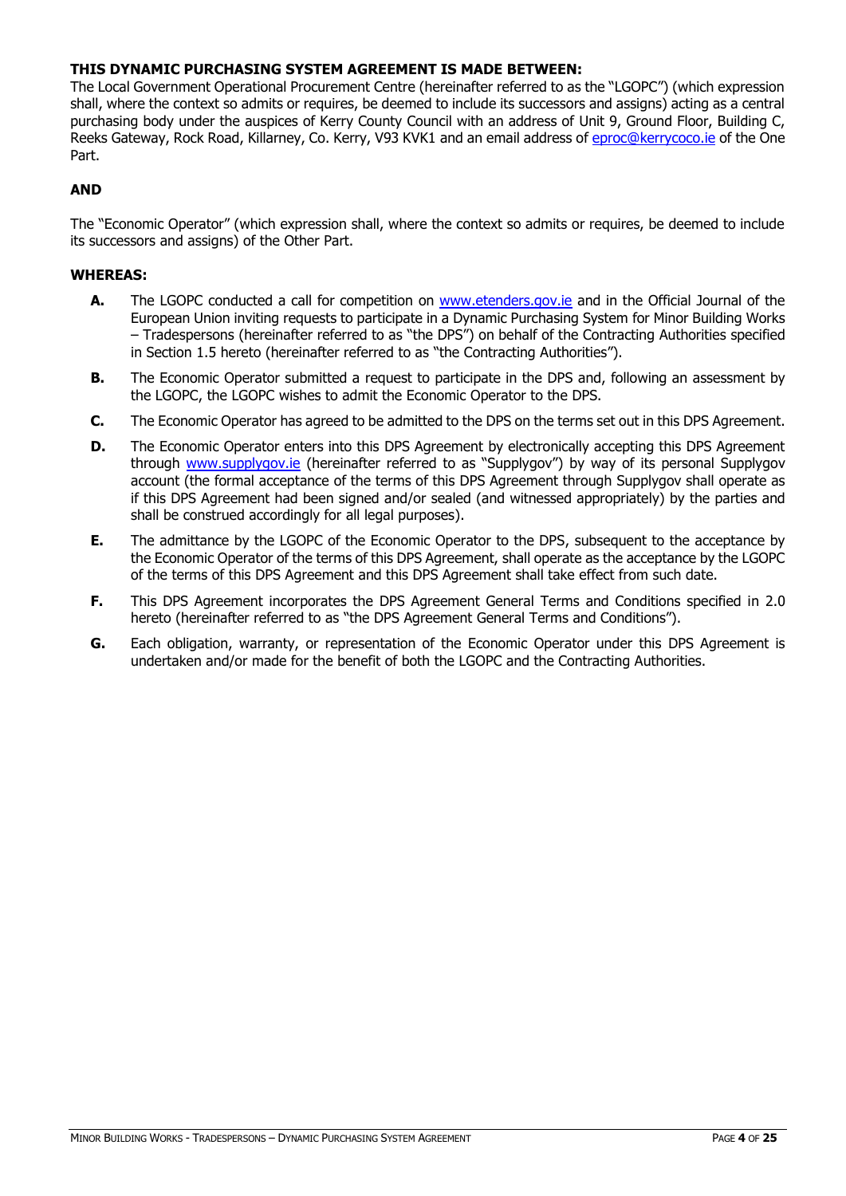**THIS DYNAMIC PURCHASING SYSTEM AGREEMENT IS MADE BETWEEN:**

The Local Government Operational Procurement Centre (hereinafter referred to as the "LGOPC") (which expression shall, where the context so admits or requires, be deemed to include its successors and assigns) acting as a central purchasing body under the auspices of Kerry County Council with an address of Unit 9, Ground Floor, Building C, Reeks Gateway, Rock Road, Killarney, Co. Kerry, V93 KVK1 and an email address of eproc@kerrycoco.ie of the One Part.

**AND**

The "Economic Operator" (which expression shall, where the context so admits or requires, be deemed to include its successors and assigns) of the Other Part.

**WHEREAS:**

**A.** The LGOPC conducted a call for competition on www.etenders.gov.ie and in the Official Journal of the European Union inviting requests to participate in a Dynamic Purchasing System for Minor Building Works – Tradespersons (hereinafter referred to as "the DPS") on behalf of the Contracting Authorities specified in Section 1.5 hereto (hereinafter referred to as "the Contracting Authorities").

**B.** The Economic Operator submitted a request to participate in the DPS and, following an assessment by the LGOPC, the LGOPC wishes to admit the Economic Operator to the DPS.

**C.** The Economic Operator has agreed to be admitted to the DPS on the terms set out in this DPS Agreement.

**D.** The Economic Operator enters into this DPS Agreement by electronically accepting this DPS Agreement through www.supplygov.ie (hereinafter referred to as "Supplygov") by way of its personal Supplygov account (the formal acceptance of the terms of this DPS Agreement through Supplygov shall operate as if this DPS Agreement had been signed and/or sealed (and witnessed appropriately) by the parties and shall be construed accordingly for all legal purposes).

**E.** The admittance by the LGOPC of the Economic Operator to the DPS, subsequent to the acceptance by the Economic Operator of the terms of this DPS Agreement, shall operate as the acceptance by the LGOPC of the terms of this DPS Agreement and this DPS Agreement shall take effect from such date.

**F.** This DPS Agreement incorporates the DPS Agreement General Terms and Conditions specified in 2.0 hereto (hereinafter referred to as "the DPS Agreement General Terms and Conditions").

**G.** Each obligation, warranty, or representation of the Economic Operator under this DPS Agreement is undertaken and/or made for the benefit of both the LGOPC and the Contracting Authorities.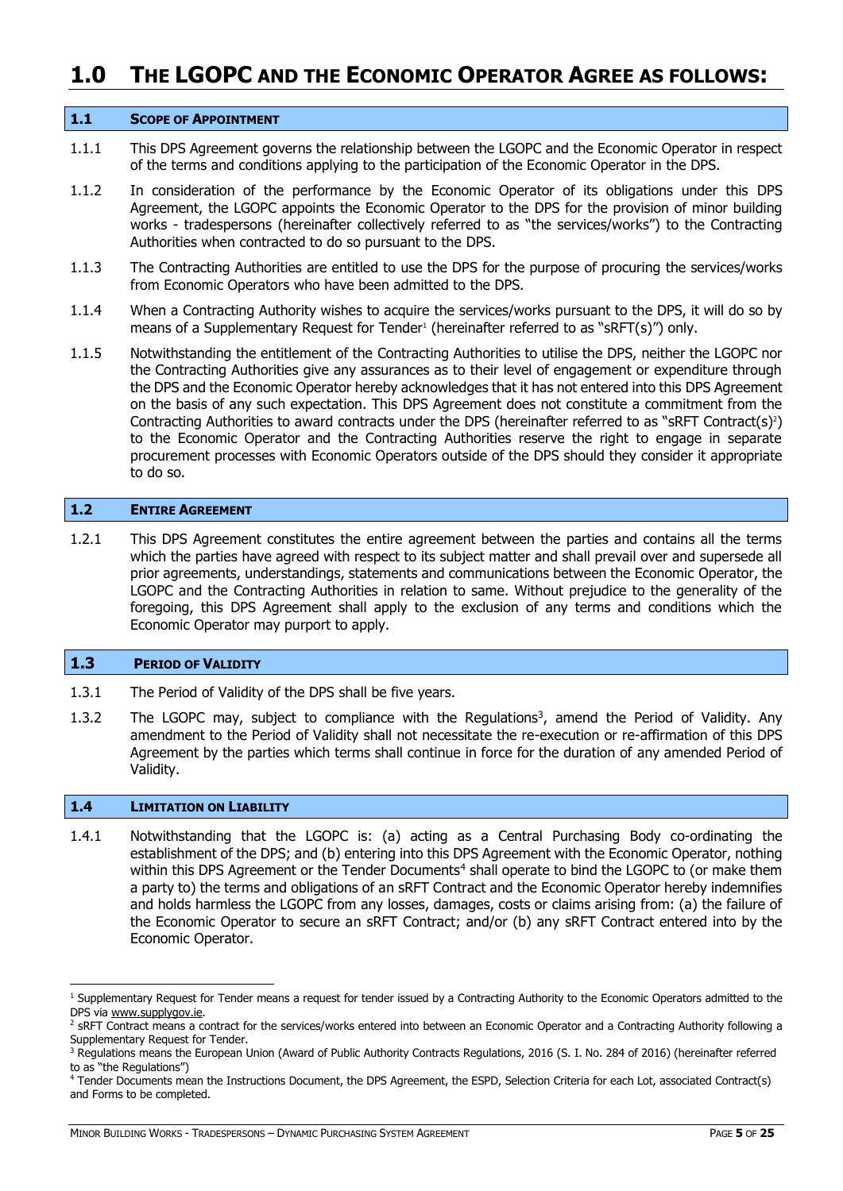# 1.0 THE LGOPC AND THE ECONOMIC OPERATOR AGREE AS FOLLOWS:

## 1.1 SCOPE OF APPOINTMENT

1.1.1 This DPS Agreement governs the relationship between the LGOPC and the Economic Operator in respect of the terms and conditions applying to the participation of the Economic Operator in the DPS.

1.1.2 In consideration of the performance by the Economic Operator of its obligations under this DPS Agreement, the LGOPC appoints the Economic Operator to the DPS for the provision of minor building works - tradespersons (hereinafter collectively referred to as "the services/works") to the Contracting Authorities when contracted to do so pursuant to the DPS.

1.1.3 The Contracting Authorities are entitled to use the DPS for the purpose of procuring the services/works from Economic Operators who have been admitted to the DPS.

1.1.4 When a Contracting Authority wishes to acquire the services/works pursuant to the DPS, it will do so by means of a Supplementary Request for Tender[1] (hereinafter referred to as "sRFT(s)") only.

1.1.5 Notwithstanding the entitlement of the Contracting Authorities to utilise the DPS, neither the LGOPC nor the Contracting Authorities give any assurances as to their level of engagement or expenditure through the DPS and the Economic Operator hereby acknowledges that it has not entered into this DPS Agreement on the basis of any such expectation. This DPS Agreement does not constitute a commitment from the Contracting Authorities to award contracts under the DPS (hereinafter referred to as "sRFT Contract(s)[2]) to the Economic Operator and the Contracting Authorities reserve the right to engage in separate procurement processes with Economic Operators outside of the DPS should they consider it appropriate to do so.

## 1.2 ENTIRE AGREEMENT

1.2.1 This DPS Agreement constitutes the entire agreement between the parties and contains all the terms which the parties have agreed with respect to its subject matter and shall prevail over and supersede all prior agreements, understandings, statements and communications between the Economic Operator, the LGOPC and the Contracting Authorities in relation to same. Without prejudice to the generality of the foregoing, this DPS Agreement shall apply to the exclusion of any terms and conditions which the Economic Operator may purport to apply.

## 1.3 PERIOD OF VALIDITY

1.3.1 The Period of Validity of the DPS shall be five years.

1.3.2 The LGOPC may, subject to compliance with the Regulations[3], amend the Period of Validity. Any amendment to the Period of Validity shall not necessitate the re-execution or re-affirmation of this DPS Agreement by the parties which terms shall continue in force for the duration of any amended Period of Validity.

## 1.4 LIMITATION ON LIABILITY

1.4.1 Notwithstanding that the LGOPC is: (a) acting as a Central Purchasing Body co-ordinating the establishment of the DPS; and (b) entering into this DPS Agreement with the Economic Operator, nothing within this DPS Agreement or the Tender Documents[4] shall operate to bind the LGOPC to (or make them a party to) the terms and obligations of an sRFT Contract and the Economic Operator hereby indemnifies and holds harmless the LGOPC from any losses, damages, costs or claims arising from: (a) the failure of the Economic Operator to secure an sRFT Contract; and/or (b) any sRFT Contract entered into by the Economic Operator.

---

[1] Supplementary Request for Tender means a request for tender issued by a Contracting Authority to the Economic Operators admitted to the DPS via www.supplygov.ie.

[2] sRFT Contract means a contract for the services/works entered into between an Economic Operator and a Contracting Authority following a Supplementary Request for Tender.

[3] Regulations means the European Union (Award of Public Authority Contracts Regulations, 2016 (S. I. No. 284 of 2016) (hereinafter referred to as "the Regulations")

[4] Tender Documents mean the Instructions Document, the DPS Agreement, the ESPD, Selection Criteria for each Lot, associated Contract(s) and Forms to be completed.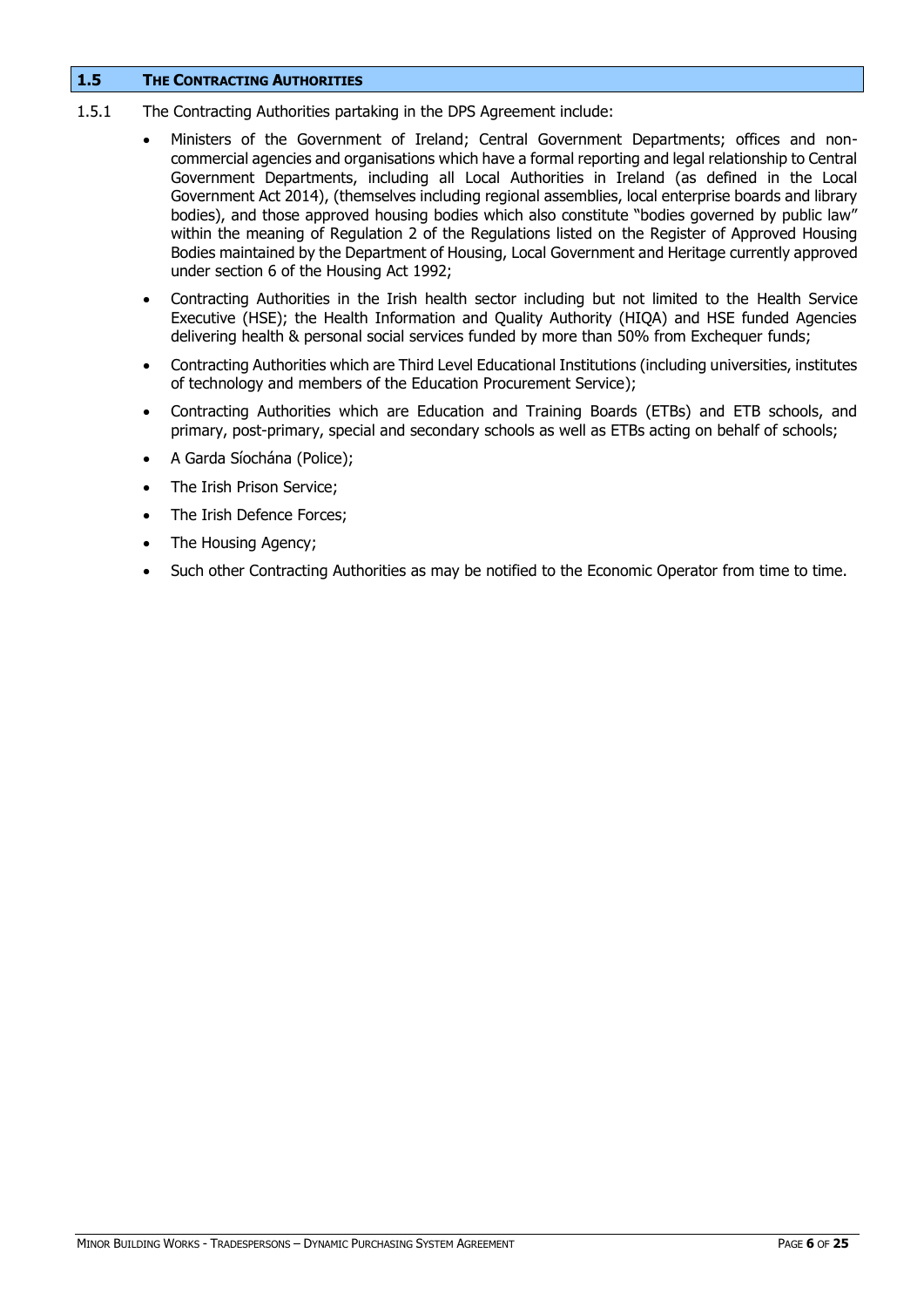## 1.5 THE CONTRACTING AUTHORITIES

1.5.1 The Contracting Authorities partaking in the DPS Agreement include:

- Ministers of the Government of Ireland; Central Government Departments; offices and non-commercial agencies and organisations which have a formal reporting and legal relationship to Central Government Departments, including all Local Authorities in Ireland (as defined in the Local Government Act 2014), (themselves including regional assemblies, local enterprise boards and library bodies), and those approved housing bodies which also constitute "bodies governed by public law" within the meaning of Regulation 2 of the Regulations listed on the Register of Approved Housing Bodies maintained by the Department of Housing, Local Government and Heritage currently approved under section 6 of the Housing Act 1992;
- Contracting Authorities in the Irish health sector including but not limited to the Health Service Executive (HSE); the Health Information and Quality Authority (HIQA) and HSE funded Agencies delivering health & personal social services funded by more than 50% from Exchequer funds;
- Contracting Authorities which are Third Level Educational Institutions (including universities, institutes of technology and members of the Education Procurement Service);
- Contracting Authorities which are Education and Training Boards (ETBs) and ETB schools, and primary, post-primary, special and secondary schools as well as ETBs acting on behalf of schools;
- A Garda Síochána (Police);
- The Irish Prison Service;
- The Irish Defence Forces;
- The Housing Agency;
- Such other Contracting Authorities as may be notified to the Economic Operator from time to time.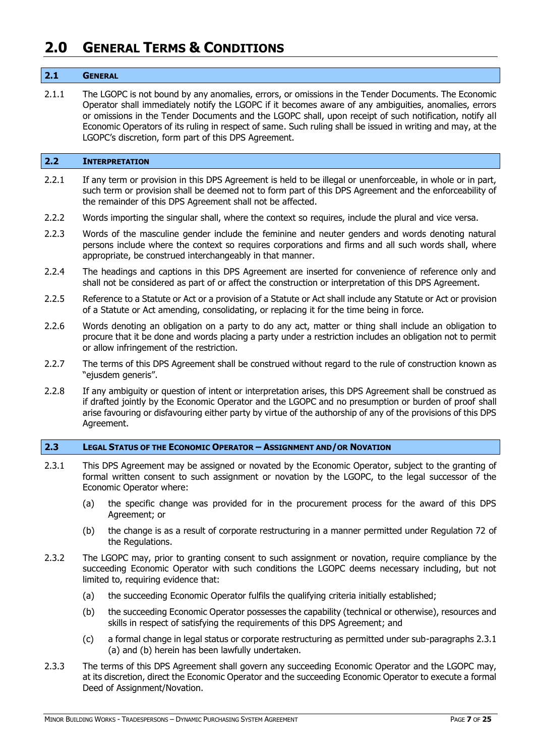# 2.0 GENERAL TERMS & CONDITIONS

## 2.1 GENERAL

2.1.1 The LGOPC is not bound by any anomalies, errors, or omissions in the Tender Documents. The Economic Operator shall immediately notify the LGOPC if it becomes aware of any ambiguities, anomalies, errors or omissions in the Tender Documents and the LGOPC shall, upon receipt of such notification, notify all Economic Operators of its ruling in respect of same. Such ruling shall be issued in writing and may, at the LGOPC's discretion, form part of this DPS Agreement.

## 2.2 INTERPRETATION

2.2.1 If any term or provision in this DPS Agreement is held to be illegal or unenforceable, in whole or in part, such term or provision shall be deemed not to form part of this DPS Agreement and the enforceability of the remainder of this DPS Agreement shall not be affected.

2.2.2 Words importing the singular shall, where the context so requires, include the plural and vice versa.

2.2.3 Words of the masculine gender include the feminine and neuter genders and words denoting natural persons include where the context so requires corporations and firms and all such words shall, where appropriate, be construed interchangeably in that manner.

2.2.4 The headings and captions in this DPS Agreement are inserted for convenience of reference only and shall not be considered as part of or affect the construction or interpretation of this DPS Agreement.

2.2.5 Reference to a Statute or Act or a provision of a Statute or Act shall include any Statute or Act or provision of a Statute or Act amending, consolidating, or replacing it for the time being in force.

2.2.6 Words denoting an obligation on a party to do any act, matter or thing shall include an obligation to procure that it be done and words placing a party under a restriction includes an obligation not to permit or allow infringement of the restriction.

2.2.7 The terms of this DPS Agreement shall be construed without regard to the rule of construction known as "ejusdem generis".

2.2.8 If any ambiguity or question of intent or interpretation arises, this DPS Agreement shall be construed as if drafted jointly by the Economic Operator and the LGOPC and no presumption or burden of proof shall arise favouring or disfavouring either party by virtue of the authorship of any of the provisions of this DPS Agreement.

## 2.3 LEGAL STATUS OF THE ECONOMIC OPERATOR – ASSIGNMENT AND/OR NOVATION

2.3.1 This DPS Agreement may be assigned or novated by the Economic Operator, subject to the granting of formal written consent to such assignment or novation by the LGOPC, to the legal successor of the Economic Operator where:

(a) the specific change was provided for in the procurement process for the award of this DPS Agreement; or

(b) the change is as a result of corporate restructuring in a manner permitted under Regulation 72 of the Regulations.

2.3.2 The LGOPC may, prior to granting consent to such assignment or novation, require compliance by the succeeding Economic Operator with such conditions the LGOPC deems necessary including, but not limited to, requiring evidence that:

(a) the succeeding Economic Operator fulfils the qualifying criteria initially established;

(b) the succeeding Economic Operator possesses the capability (technical or otherwise), resources and skills in respect of satisfying the requirements of this DPS Agreement; and

(c) a formal change in legal status or corporate restructuring as permitted under sub-paragraphs 2.3.1 (a) and (b) herein has been lawfully undertaken.

2.3.3 The terms of this DPS Agreement shall govern any succeeding Economic Operator and the LGOPC may, at its discretion, direct the Economic Operator and the succeeding Economic Operator to execute a formal Deed of Assignment/Novation.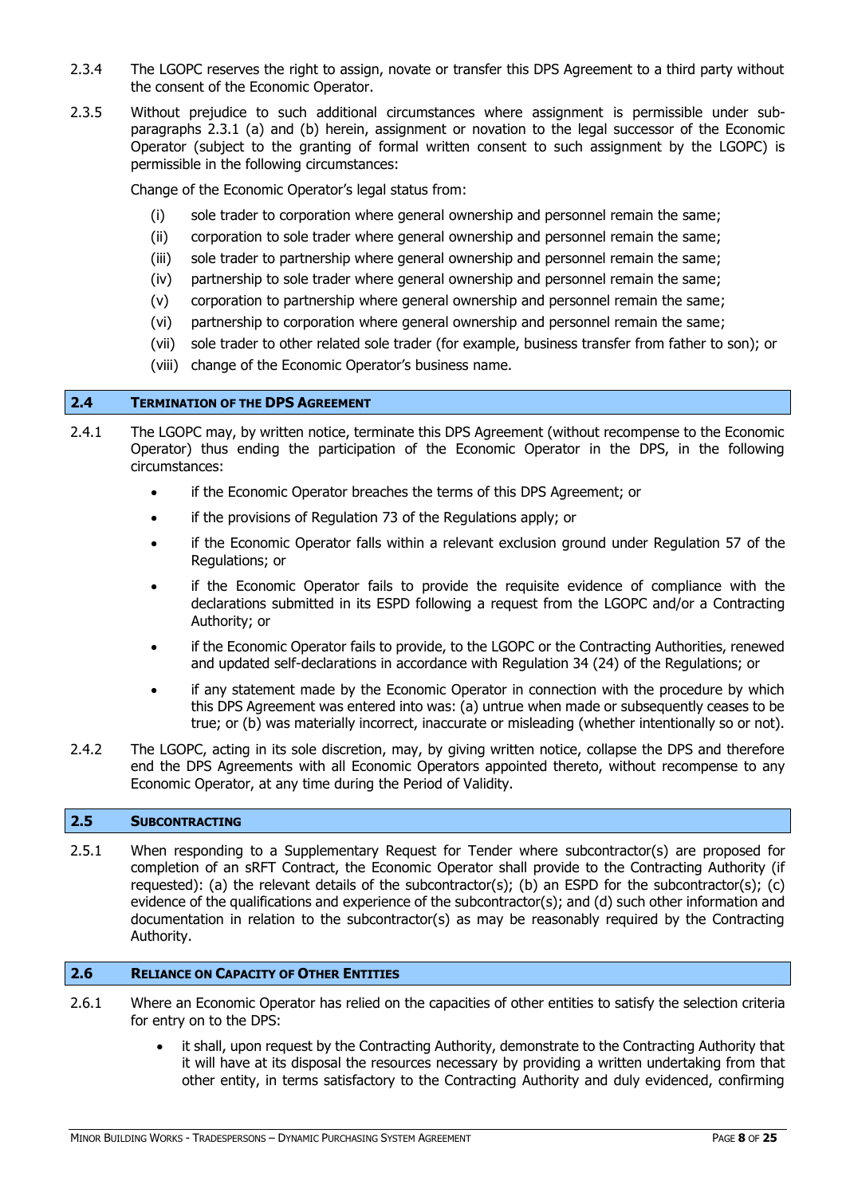2.3.4 The LGOPC reserves the right to assign, novate or transfer this DPS Agreement to a third party without the consent of the Economic Operator.

2.3.5 Without prejudice to such additional circumstances where assignment is permissible under sub-paragraphs 2.3.1 (a) and (b) herein, assignment or novation to the legal successor of the Economic Operator (subject to the granting of formal written consent to such assignment by the LGOPC) is permissible in the following circumstances:

Change of the Economic Operator's legal status from:

(i) sole trader to corporation where general ownership and personnel remain the same;

(ii) corporation to sole trader where general ownership and personnel remain the same;

(iii) sole trader to partnership where general ownership and personnel remain the same;

(iv) partnership to sole trader where general ownership and personnel remain the same;

(v) corporation to partnership where general ownership and personnel remain the same;

(vi) partnership to corporation where general ownership and personnel remain the same;

(vii) sole trader to other related sole trader (for example, business transfer from father to son); or

(viii) change of the Economic Operator's business name.

## 2.4 Termination of the DPS Agreement

2.4.1 The LGOPC may, by written notice, terminate this DPS Agreement (without recompense to the Economic Operator) thus ending the participation of the Economic Operator in the DPS, in the following circumstances:

- if the Economic Operator breaches the terms of this DPS Agreement; or
- if the provisions of Regulation 73 of the Regulations apply; or
- if the Economic Operator falls within a relevant exclusion ground under Regulation 57 of the Regulations; or
- if the Economic Operator fails to provide the requisite evidence of compliance with the declarations submitted in its ESPD following a request from the LGOPC and/or a Contracting Authority; or
- if the Economic Operator fails to provide, to the LGOPC or the Contracting Authorities, renewed and updated self-declarations in accordance with Regulation 34 (24) of the Regulations; or
- if any statement made by the Economic Operator in connection with the procedure by which this DPS Agreement was entered into was: (a) untrue when made or subsequently ceases to be true; or (b) was materially incorrect, inaccurate or misleading (whether intentionally so or not).

2.4.2 The LGOPC, acting in its sole discretion, may, by giving written notice, collapse the DPS and therefore end the DPS Agreements with all Economic Operators appointed thereto, without recompense to any Economic Operator, at any time during the Period of Validity.

## 2.5 Subcontracting

2.5.1 When responding to a Supplementary Request for Tender where subcontractor(s) are proposed for completion of an sRFT Contract, the Economic Operator shall provide to the Contracting Authority (if requested): (a) the relevant details of the subcontractor(s); (b) an ESPD for the subcontractor(s); (c) evidence of the qualifications and experience of the subcontractor(s); and (d) such other information and documentation in relation to the subcontractor(s) as may be reasonably required by the Contracting Authority.

## 2.6 Reliance on Capacity of Other Entities

2.6.1 Where an Economic Operator has relied on the capacities of other entities to satisfy the selection criteria for entry on to the DPS:

- it shall, upon request by the Contracting Authority, demonstrate to the Contracting Authority that it will have at its disposal the resources necessary by providing a written undertaking from that other entity, in terms satisfactory to the Contracting Authority and duly evidenced, confirming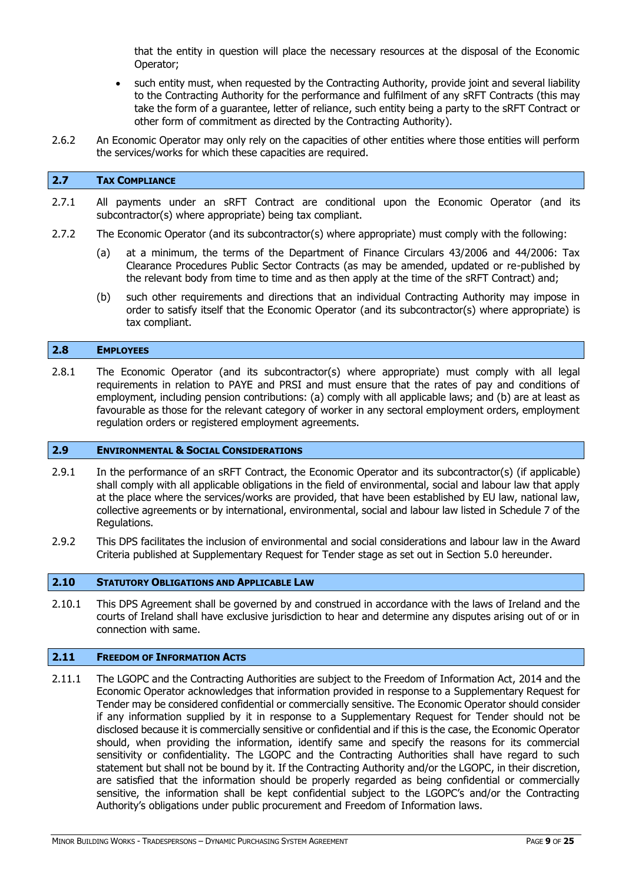that the entity in question will place the necessary resources at the disposal of the Economic Operator;

- such entity must, when requested by the Contracting Authority, provide joint and several liability to the Contracting Authority for the performance and fulfilment of any sRFT Contracts (this may take the form of a guarantee, letter of reliance, such entity being a party to the sRFT Contract or other form of commitment as directed by the Contracting Authority).

2.6.2 An Economic Operator may only rely on the capacities of other entities where those entities will perform the services/works for which these capacities are required.

## 2.7 TAX COMPLIANCE

2.7.1 All payments under an sRFT Contract are conditional upon the Economic Operator (and its subcontractor(s) where appropriate) being tax compliant.

2.7.2 The Economic Operator (and its subcontractor(s) where appropriate) must comply with the following:

(a) at a minimum, the terms of the Department of Finance Circulars 43/2006 and 44/2006: Tax Clearance Procedures Public Sector Contracts (as may be amended, updated or re-published by the relevant body from time to time and as then apply at the time of the sRFT Contract) and;

(b) such other requirements and directions that an individual Contracting Authority may impose in order to satisfy itself that the Economic Operator (and its subcontractor(s) where appropriate) is tax compliant.

## 2.8 EMPLOYEES

2.8.1 The Economic Operator (and its subcontractor(s) where appropriate) must comply with all legal requirements in relation to PAYE and PRSI and must ensure that the rates of pay and conditions of employment, including pension contributions: (a) comply with all applicable laws; and (b) are at least as favourable as those for the relevant category of worker in any sectoral employment orders, employment regulation orders or registered employment agreements.

## 2.9 ENVIRONMENTAL & SOCIAL CONSIDERATIONS

2.9.1 In the performance of an sRFT Contract, the Economic Operator and its subcontractor(s) (if applicable) shall comply with all applicable obligations in the field of environmental, social and labour law that apply at the place where the services/works are provided, that have been established by EU law, national law, collective agreements or by international, environmental, social and labour law listed in Schedule 7 of the Regulations.

2.9.2 This DPS facilitates the inclusion of environmental and social considerations and labour law in the Award Criteria published at Supplementary Request for Tender stage as set out in Section 5.0 hereunder.

## 2.10 STATUTORY OBLIGATIONS AND APPLICABLE LAW

2.10.1 This DPS Agreement shall be governed by and construed in accordance with the laws of Ireland and the courts of Ireland shall have exclusive jurisdiction to hear and determine any disputes arising out of or in connection with same.

## 2.11 FREEDOM OF INFORMATION ACTS

2.11.1 The LGOPC and the Contracting Authorities are subject to the Freedom of Information Act, 2014 and the Economic Operator acknowledges that information provided in response to a Supplementary Request for Tender may be considered confidential or commercially sensitive. The Economic Operator should consider if any information supplied by it in response to a Supplementary Request for Tender should not be disclosed because it is commercially sensitive or confidential and if this is the case, the Economic Operator should, when providing the information, identify same and specify the reasons for its commercial sensitivity or confidentiality. The LGOPC and the Contracting Authorities shall have regard to such statement but shall not be bound by it. If the Contracting Authority and/or the LGOPC, in their discretion, are satisfied that the information should be properly regarded as being confidential or commercially sensitive, the information shall be kept confidential subject to the LGOPC's and/or the Contracting Authority's obligations under public procurement and Freedom of Information laws.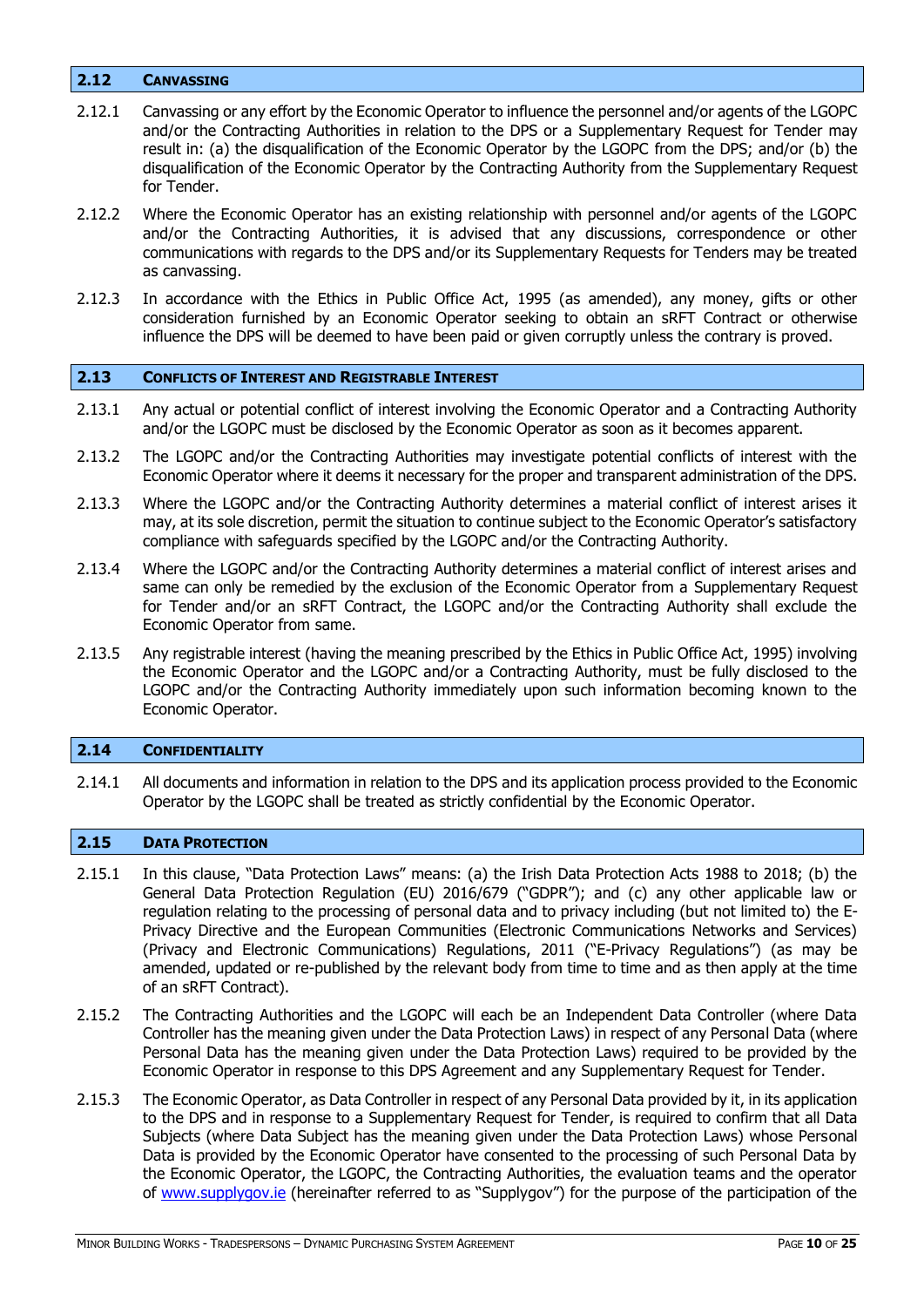## 2.12 CANVASSING

2.12.1 Canvassing or any effort by the Economic Operator to influence the personnel and/or agents of the LGOPC and/or the Contracting Authorities in relation to the DPS or a Supplementary Request for Tender may result in: (a) the disqualification of the Economic Operator by the LGOPC from the DPS; and/or (b) the disqualification of the Economic Operator by the Contracting Authority from the Supplementary Request for Tender.

2.12.2 Where the Economic Operator has an existing relationship with personnel and/or agents of the LGOPC and/or the Contracting Authorities, it is advised that any discussions, correspondence or other communications with regards to the DPS and/or its Supplementary Requests for Tenders may be treated as canvassing.

2.12.3 In accordance with the Ethics in Public Office Act, 1995 (as amended), any money, gifts or other consideration furnished by an Economic Operator seeking to obtain an sRFT Contract or otherwise influence the DPS will be deemed to have been paid or given corruptly unless the contrary is proved.

## 2.13 CONFLICTS OF INTEREST AND REGISTRABLE INTEREST

2.13.1 Any actual or potential conflict of interest involving the Economic Operator and a Contracting Authority and/or the LGOPC must be disclosed by the Economic Operator as soon as it becomes apparent.

2.13.2 The LGOPC and/or the Contracting Authorities may investigate potential conflicts of interest with the Economic Operator where it deems it necessary for the proper and transparent administration of the DPS.

2.13.3 Where the LGOPC and/or the Contracting Authority determines a material conflict of interest arises it may, at its sole discretion, permit the situation to continue subject to the Economic Operator's satisfactory compliance with safeguards specified by the LGOPC and/or the Contracting Authority.

2.13.4 Where the LGOPC and/or the Contracting Authority determines a material conflict of interest arises and same can only be remedied by the exclusion of the Economic Operator from a Supplementary Request for Tender and/or an sRFT Contract, the LGOPC and/or the Contracting Authority shall exclude the Economic Operator from same.

2.13.5 Any registrable interest (having the meaning prescribed by the Ethics in Public Office Act, 1995) involving the Economic Operator and the LGOPC and/or a Contracting Authority, must be fully disclosed to the LGOPC and/or the Contracting Authority immediately upon such information becoming known to the Economic Operator.

## 2.14 CONFIDENTIALITY

2.14.1 All documents and information in relation to the DPS and its application process provided to the Economic Operator by the LGOPC shall be treated as strictly confidential by the Economic Operator.

## 2.15 DATA PROTECTION

2.15.1 In this clause, "Data Protection Laws" means: (a) the Irish Data Protection Acts 1988 to 2018; (b) the General Data Protection Regulation (EU) 2016/679 ("GDPR"); and (c) any other applicable law or regulation relating to the processing of personal data and to privacy including (but not limited to) the E-Privacy Directive and the European Communities (Electronic Communications Networks and Services) (Privacy and Electronic Communications) Regulations, 2011 ("E-Privacy Regulations") (as may be amended, updated or re-published by the relevant body from time to time and as then apply at the time of an sRFT Contract).

2.15.2 The Contracting Authorities and the LGOPC will each be an Independent Data Controller (where Data Controller has the meaning given under the Data Protection Laws) in respect of any Personal Data (where Personal Data has the meaning given under the Data Protection Laws) required to be provided by the Economic Operator in response to this DPS Agreement and any Supplementary Request for Tender.

2.15.3 The Economic Operator, as Data Controller in respect of any Personal Data provided by it, in its application to the DPS and in response to a Supplementary Request for Tender, is required to confirm that all Data Subjects (where Data Subject has the meaning given under the Data Protection Laws) whose Personal Data is provided by the Economic Operator have consented to the processing of such Personal Data by the Economic Operator, the LGOPC, the Contracting Authorities, the evaluation teams and the operator of www.supplygov.ie (hereinafter referred to as "Supplygov") for the purpose of the participation of the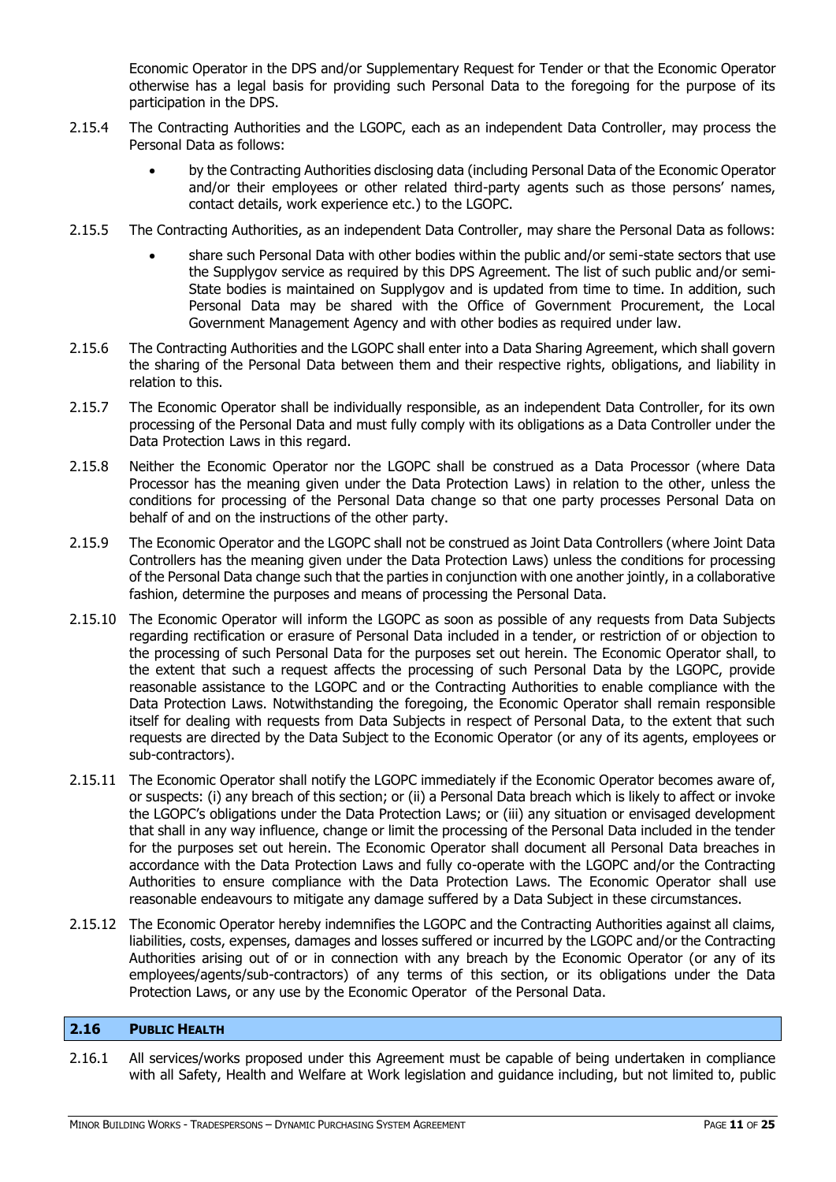Economic Operator in the DPS and/or Supplementary Request for Tender or that the Economic Operator otherwise has a legal basis for providing such Personal Data to the foregoing for the purpose of its participation in the DPS.

2.15.4 The Contracting Authorities and the LGOPC, each as an independent Data Controller, may process the Personal Data as follows:

- by the Contracting Authorities disclosing data (including Personal Data of the Economic Operator and/or their employees or other related third-party agents such as those persons' names, contact details, work experience etc.) to the LGOPC.

2.15.5 The Contracting Authorities, as an independent Data Controller, may share the Personal Data as follows:

- share such Personal Data with other bodies within the public and/or semi-state sectors that use the Supplygov service as required by this DPS Agreement. The list of such public and/or semi-State bodies is maintained on Supplygov and is updated from time to time. In addition, such Personal Data may be shared with the Office of Government Procurement, the Local Government Management Agency and with other bodies as required under law.

2.15.6 The Contracting Authorities and the LGOPC shall enter into a Data Sharing Agreement, which shall govern the sharing of the Personal Data between them and their respective rights, obligations, and liability in relation to this.

2.15.7 The Economic Operator shall be individually responsible, as an independent Data Controller, for its own processing of the Personal Data and must fully comply with its obligations as a Data Controller under the Data Protection Laws in this regard.

2.15.8 Neither the Economic Operator nor the LGOPC shall be construed as a Data Processor (where Data Processor has the meaning given under the Data Protection Laws) in relation to the other, unless the conditions for processing of the Personal Data change so that one party processes Personal Data on behalf of and on the instructions of the other party.

2.15.9 The Economic Operator and the LGOPC shall not be construed as Joint Data Controllers (where Joint Data Controllers has the meaning given under the Data Protection Laws) unless the conditions for processing of the Personal Data change such that the parties in conjunction with one another jointly, in a collaborative fashion, determine the purposes and means of processing the Personal Data.

2.15.10 The Economic Operator will inform the LGOPC as soon as possible of any requests from Data Subjects regarding rectification or erasure of Personal Data included in a tender, or restriction of or objection to the processing of such Personal Data for the purposes set out herein. The Economic Operator shall, to the extent that such a request affects the processing of such Personal Data by the LGOPC, provide reasonable assistance to the LGOPC and or the Contracting Authorities to enable compliance with the Data Protection Laws. Notwithstanding the foregoing, the Economic Operator shall remain responsible itself for dealing with requests from Data Subjects in respect of Personal Data, to the extent that such requests are directed by the Data Subject to the Economic Operator (or any of its agents, employees or sub-contractors).

2.15.11 The Economic Operator shall notify the LGOPC immediately if the Economic Operator becomes aware of, or suspects: (i) any breach of this section; or (ii) a Personal Data breach which is likely to affect or invoke the LGOPC's obligations under the Data Protection Laws; or (iii) any situation or envisaged development that shall in any way influence, change or limit the processing of the Personal Data included in the tender for the purposes set out herein. The Economic Operator shall document all Personal Data breaches in accordance with the Data Protection Laws and fully co-operate with the LGOPC and/or the Contracting Authorities to ensure compliance with the Data Protection Laws. The Economic Operator shall use reasonable endeavours to mitigate any damage suffered by a Data Subject in these circumstances.

2.15.12 The Economic Operator hereby indemnifies the LGOPC and the Contracting Authorities against all claims, liabilities, costs, expenses, damages and losses suffered or incurred by the LGOPC and/or the Contracting Authorities arising out of or in connection with any breach by the Economic Operator (or any of its employees/agents/sub-contractors) of any terms of this section, or its obligations under the Data Protection Laws, or any use by the Economic Operator of the Personal Data.

## 2.16 PUBLIC HEALTH

2.16.1 All services/works proposed under this Agreement must be capable of being undertaken in compliance with all Safety, Health and Welfare at Work legislation and guidance including, but not limited to, public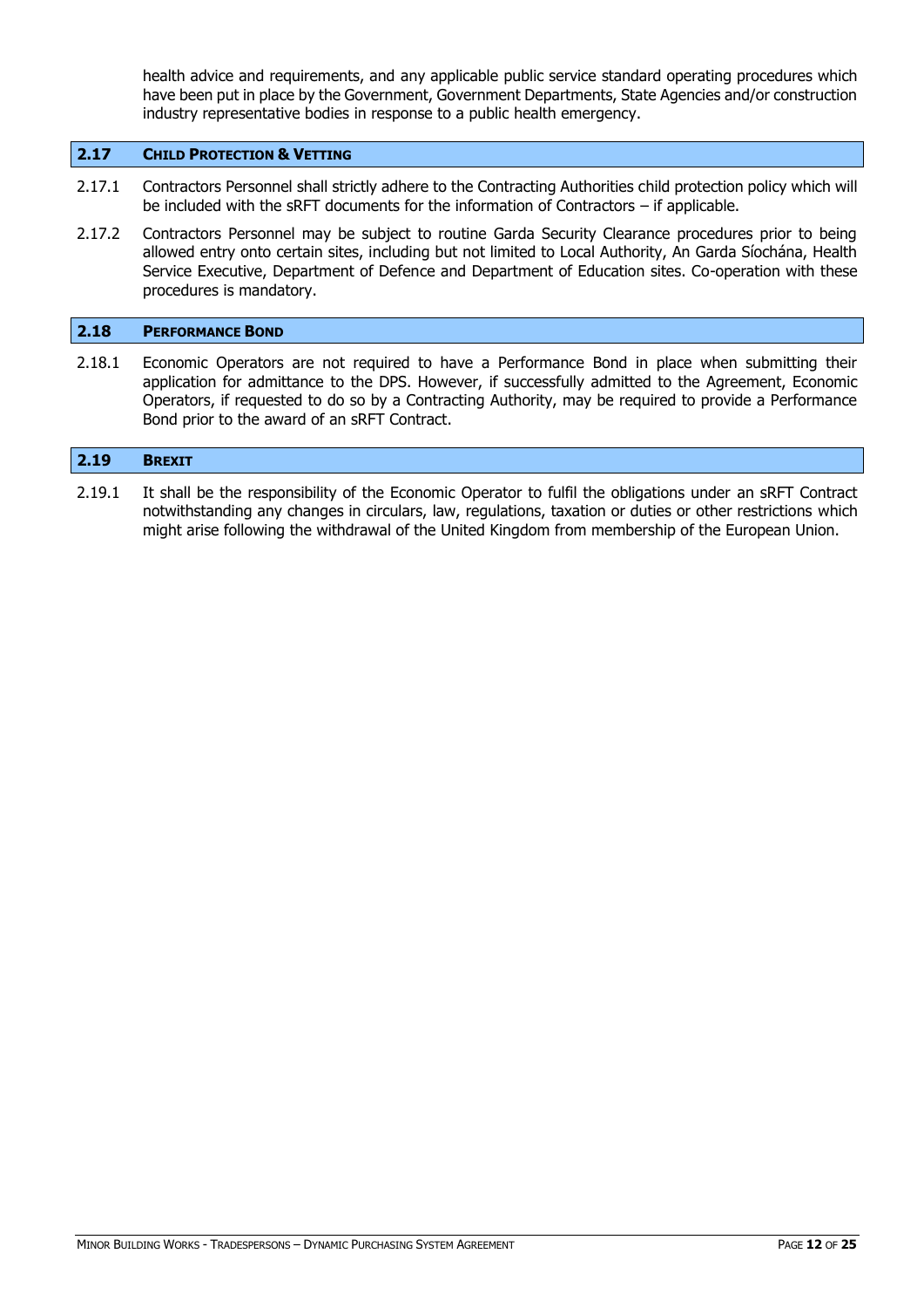health advice and requirements, and any applicable public service standard operating procedures which have been put in place by the Government, Government Departments, State Agencies and/or construction industry representative bodies in response to a public health emergency.

## 2.17 Child Protection & Vetting

2.17.1 Contractors Personnel shall strictly adhere to the Contracting Authorities child protection policy which will be included with the sRFT documents for the information of Contractors – if applicable.

2.17.2 Contractors Personnel may be subject to routine Garda Security Clearance procedures prior to being allowed entry onto certain sites, including but not limited to Local Authority, An Garda Síochána, Health Service Executive, Department of Defence and Department of Education sites. Co-operation with these procedures is mandatory.

## 2.18 Performance Bond

2.18.1 Economic Operators are not required to have a Performance Bond in place when submitting their application for admittance to the DPS. However, if successfully admitted to the Agreement, Economic Operators, if requested to do so by a Contracting Authority, may be required to provide a Performance Bond prior to the award of an sRFT Contract.

## 2.19 Brexit

2.19.1 It shall be the responsibility of the Economic Operator to fulfil the obligations under an sRFT Contract notwithstanding any changes in circulars, law, regulations, taxation or duties or other restrictions which might arise following the withdrawal of the United Kingdom from membership of the European Union.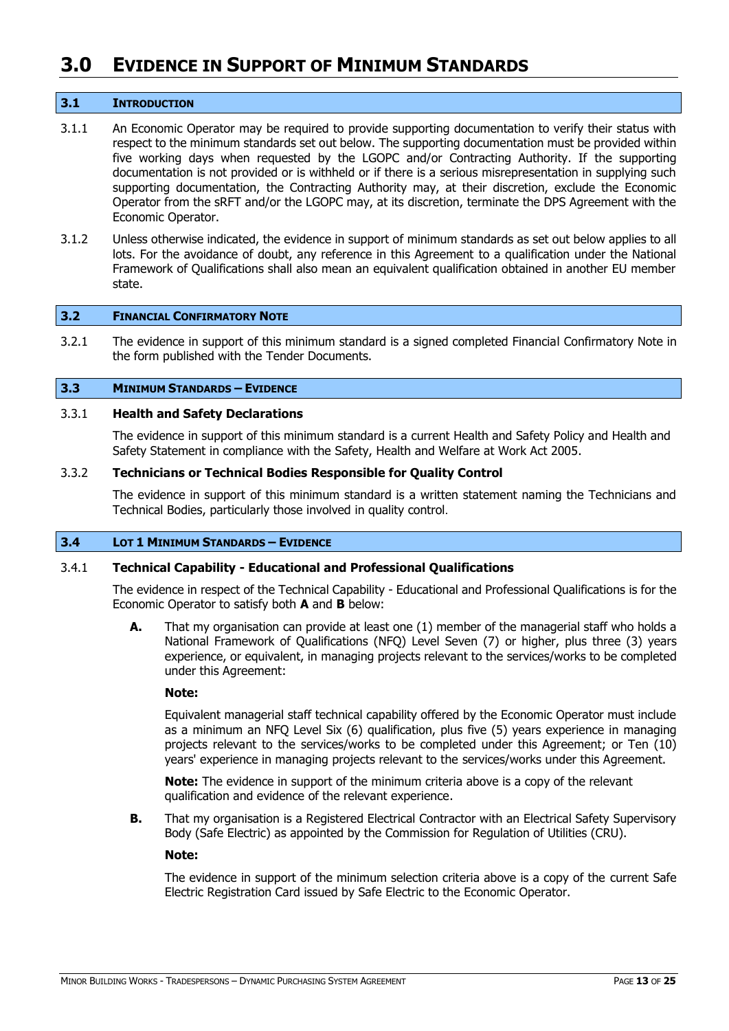# 3.0 Evidence in Support of Minimum Standards

## 3.1 Introduction

3.1.1 An Economic Operator may be required to provide supporting documentation to verify their status with respect to the minimum standards set out below. The supporting documentation must be provided within five working days when requested by the LGOPC and/or Contracting Authority. If the supporting documentation is not provided or is withheld or if there is a serious misrepresentation in supplying such supporting documentation, the Contracting Authority may, at their discretion, exclude the Economic Operator from the sRFT and/or the LGOPC may, at its discretion, terminate the DPS Agreement with the Economic Operator.

3.1.2 Unless otherwise indicated, the evidence in support of minimum standards as set out below applies to all lots. For the avoidance of doubt, any reference in this Agreement to a qualification under the National Framework of Qualifications shall also mean an equivalent qualification obtained in another EU member state.

## 3.2 Financial Confirmatory Note

3.2.1 The evidence in support of this minimum standard is a signed completed Financial Confirmatory Note in the form published with the Tender Documents.

## 3.3 Minimum Standards – Evidence

### 3.3.1 Health and Safety Declarations

The evidence in support of this minimum standard is a current Health and Safety Policy and Health and Safety Statement in compliance with the Safety, Health and Welfare at Work Act 2005.

### 3.3.2 Technicians or Technical Bodies Responsible for Quality Control

The evidence in support of this minimum standard is a written statement naming the Technicians and Technical Bodies, particularly those involved in quality control.

## 3.4 Lot 1 Minimum Standards – Evidence

### 3.4.1 Technical Capability - Educational and Professional Qualifications

The evidence in respect of the Technical Capability - Educational and Professional Qualifications is for the Economic Operator to satisfy both **A** and **B** below:

**A.** That my organisation can provide at least one (1) member of the managerial staff who holds a National Framework of Qualifications (NFQ) Level Seven (7) or higher, plus three (3) years experience, or equivalent, in managing projects relevant to the services/works to be completed under this Agreement:

**Note:**

Equivalent managerial staff technical capability offered by the Economic Operator must include as a minimum an NFQ Level Six (6) qualification, plus five (5) years experience in managing projects relevant to the services/works to be completed under this Agreement; or Ten (10) years' experience in managing projects relevant to the services/works under this Agreement.

**Note:** The evidence in support of the minimum criteria above is a copy of the relevant qualification and evidence of the relevant experience.

**B.** That my organisation is a Registered Electrical Contractor with an Electrical Safety Supervisory Body (Safe Electric) as appointed by the Commission for Regulation of Utilities (CRU).

**Note:**

The evidence in support of the minimum selection criteria above is a copy of the current Safe Electric Registration Card issued by Safe Electric to the Economic Operator.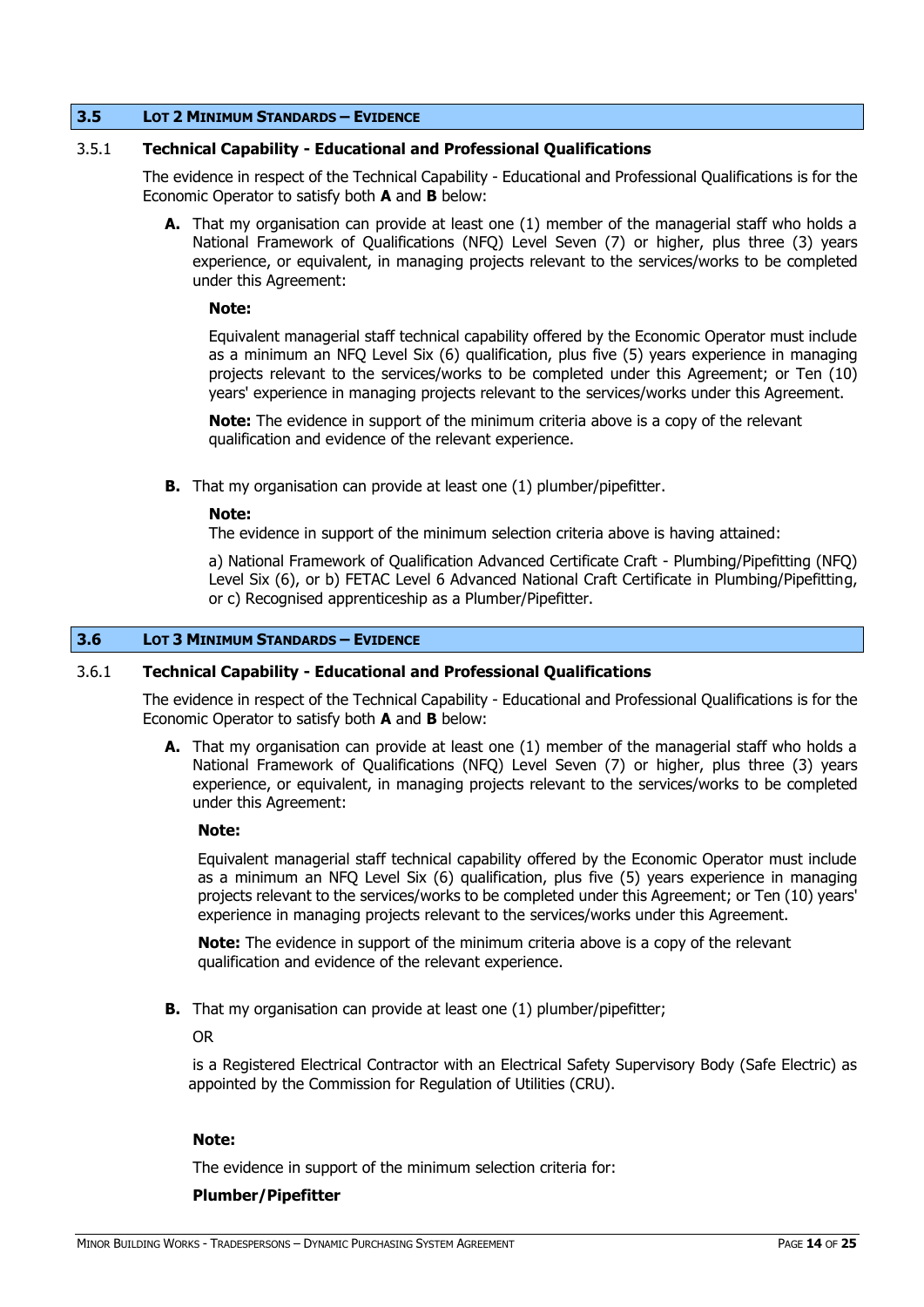## 3.5 Lot 2 Minimum Standards – Evidence

### 3.5.1 Technical Capability - Educational and Professional Qualifications

The evidence in respect of the Technical Capability - Educational and Professional Qualifications is for the Economic Operator to satisfy both **A** and **B** below:

**A.** That my organisation can provide at least one (1) member of the managerial staff who holds a National Framework of Qualifications (NFQ) Level Seven (7) or higher, plus three (3) years experience, or equivalent, in managing projects relevant to the services/works to be completed under this Agreement:

**Note:**

Equivalent managerial staff technical capability offered by the Economic Operator must include as a minimum an NFQ Level Six (6) qualification, plus five (5) years experience in managing projects relevant to the services/works to be completed under this Agreement; or Ten (10) years' experience in managing projects relevant to the services/works under this Agreement.

**Note:** The evidence in support of the minimum criteria above is a copy of the relevant qualification and evidence of the relevant experience.

**B.** That my organisation can provide at least one (1) plumber/pipefitter.

**Note:**
The evidence in support of the minimum selection criteria above is having attained:

a) National Framework of Qualification Advanced Certificate Craft - Plumbing/Pipefitting (NFQ) Level Six (6), or b) FETAC Level 6 Advanced National Craft Certificate in Plumbing/Pipefitting, or c) Recognised apprenticeship as a Plumber/Pipefitter.

## 3.6 Lot 3 Minimum Standards – Evidence

### 3.6.1 Technical Capability - Educational and Professional Qualifications

The evidence in respect of the Technical Capability - Educational and Professional Qualifications is for the Economic Operator to satisfy both **A** and **B** below:

**A.** That my organisation can provide at least one (1) member of the managerial staff who holds a National Framework of Qualifications (NFQ) Level Seven (7) or higher, plus three (3) years experience, or equivalent, in managing projects relevant to the services/works to be completed under this Agreement:

**Note:**

Equivalent managerial staff technical capability offered by the Economic Operator must include as a minimum an NFQ Level Six (6) qualification, plus five (5) years experience in managing projects relevant to the services/works to be completed under this Agreement; or Ten (10) years' experience in managing projects relevant to the services/works under this Agreement.

**Note:** The evidence in support of the minimum criteria above is a copy of the relevant qualification and evidence of the relevant experience.

**B.** That my organisation can provide at least one (1) plumber/pipefitter;

OR

is a Registered Electrical Contractor with an Electrical Safety Supervisory Body (Safe Electric) as appointed by the Commission for Regulation of Utilities (CRU).

**Note:**

The evidence in support of the minimum selection criteria for:

**Plumber/Pipefitter**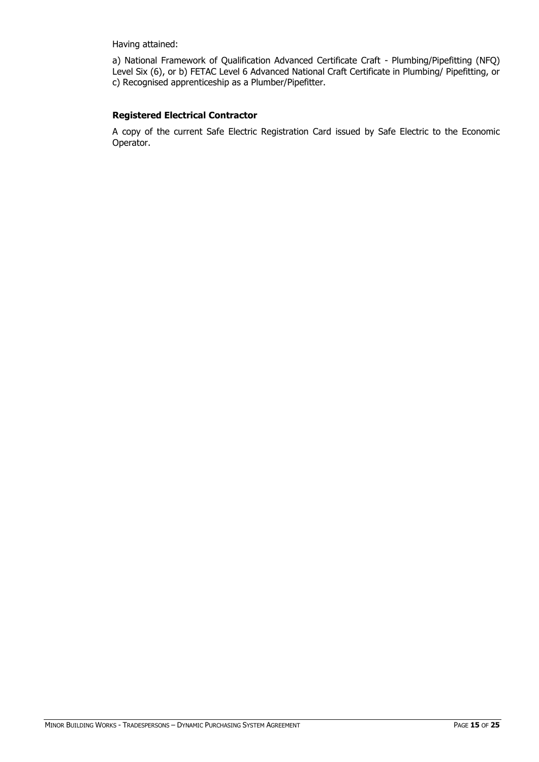Having attained:

a) National Framework of Qualification Advanced Certificate Craft - Plumbing/Pipefitting (NFQ) Level Six (6), or b) FETAC Level 6 Advanced National Craft Certificate in Plumbing/ Pipefitting, or c) Recognised apprenticeship as a Plumber/Pipefitter.

**Registered Electrical Contractor**

A copy of the current Safe Electric Registration Card issued by Safe Electric to the Economic Operator.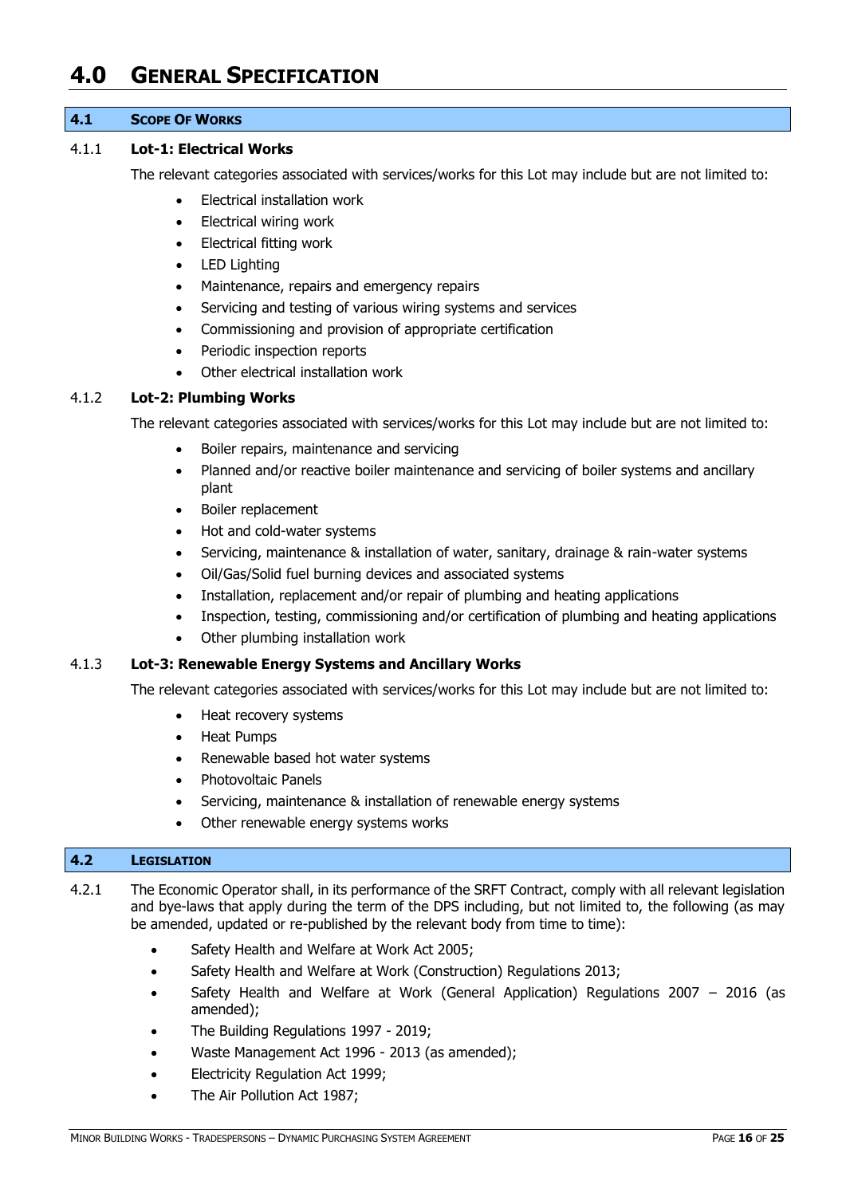# 4.0 General Specification

## 4.1 Scope Of Works

4.1.1 **Lot-1: Electrical Works**

The relevant categories associated with services/works for this Lot may include but are not limited to:

- Electrical installation work
- Electrical wiring work
- Electrical fitting work
- LED Lighting
- Maintenance, repairs and emergency repairs
- Servicing and testing of various wiring systems and services
- Commissioning and provision of appropriate certification
- Periodic inspection reports
- Other electrical installation work

4.1.2 **Lot-2: Plumbing Works**

The relevant categories associated with services/works for this Lot may include but are not limited to:

- Boiler repairs, maintenance and servicing
- Planned and/or reactive boiler maintenance and servicing of boiler systems and ancillary plant
- Boiler replacement
- Hot and cold-water systems
- Servicing, maintenance & installation of water, sanitary, drainage & rain-water systems
- Oil/Gas/Solid fuel burning devices and associated systems
- Installation, replacement and/or repair of plumbing and heating applications
- Inspection, testing, commissioning and/or certification of plumbing and heating applications
- Other plumbing installation work

4.1.3 **Lot-3: Renewable Energy Systems and Ancillary Works**

The relevant categories associated with services/works for this Lot may include but are not limited to:

- Heat recovery systems
- Heat Pumps
- Renewable based hot water systems
- Photovoltaic Panels
- Servicing, maintenance & installation of renewable energy systems
- Other renewable energy systems works

## 4.2 Legislation

4.2.1 The Economic Operator shall, in its performance of the SRFT Contract, comply with all relevant legislation and bye-laws that apply during the term of the DPS including, but not limited to, the following (as may be amended, updated or re-published by the relevant body from time to time):

- Safety Health and Welfare at Work Act 2005;
- Safety Health and Welfare at Work (Construction) Regulations 2013;
- Safety Health and Welfare at Work (General Application) Regulations 2007 – 2016 (as amended);
- The Building Regulations 1997 - 2019;
- Waste Management Act 1996 - 2013 (as amended);
- Electricity Regulation Act 1999;
- The Air Pollution Act 1987;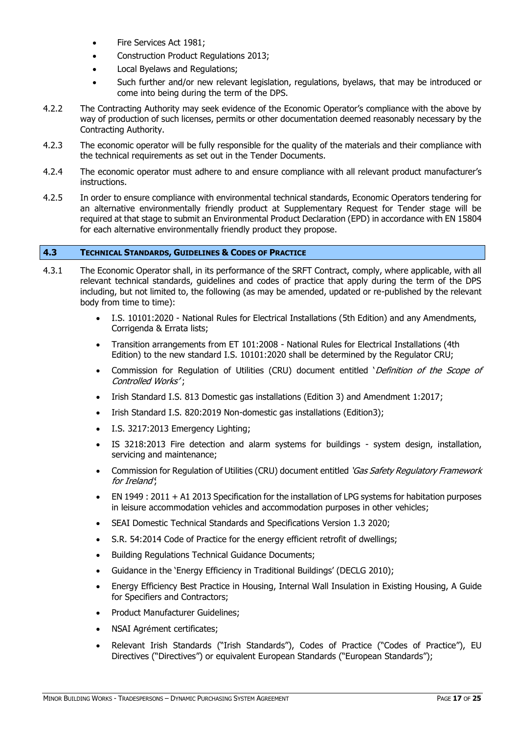- Fire Services Act 1981;
- Construction Product Regulations 2013;
- Local Byelaws and Regulations;
- Such further and/or new relevant legislation, regulations, byelaws, that may be introduced or come into being during the term of the DPS.

4.2.2 The Contracting Authority may seek evidence of the Economic Operator's compliance with the above by way of production of such licenses, permits or other documentation deemed reasonably necessary by the Contracting Authority.

4.2.3 The economic operator will be fully responsible for the quality of the materials and their compliance with the technical requirements as set out in the Tender Documents.

4.2.4 The economic operator must adhere to and ensure compliance with all relevant product manufacturer's instructions.

4.2.5 In order to ensure compliance with environmental technical standards, Economic Operators tendering for an alternative environmentally friendly product at Supplementary Request for Tender stage will be required at that stage to submit an Environmental Product Declaration (EPD) in accordance with EN 15804 for each alternative environmentally friendly product they propose.

## 4.3 Technical Standards, Guidelines & Codes of Practice

4.3.1 The Economic Operator shall, in its performance of the SRFT Contract, comply, where applicable, with all relevant technical standards, guidelines and codes of practice that apply during the term of the DPS including, but not limited to, the following (as may be amended, updated or re-published by the relevant body from time to time):

- I.S. 10101:2020 - National Rules for Electrical Installations (5th Edition) and any Amendments, Corrigenda & Errata lists;
- Transition arrangements from ET 101:2008 - National Rules for Electrical Installations (4th Edition) to the new standard I.S. 10101:2020 shall be determined by the Regulator CRU;
- Commission for Regulation of Utilities (CRU) document entitled '*Definition of the Scope of Controlled Works*';
- Irish Standard I.S. 813 Domestic gas installations (Edition 3) and Amendment 1:2017;
- Irish Standard I.S. 820:2019 Non-domestic gas installations (Edition3);
- I.S. 3217:2013 Emergency Lighting;
- IS 3218:2013 Fire detection and alarm systems for buildings - system design, installation, servicing and maintenance;
- Commission for Regulation of Utilities (CRU) document entitled '*Gas Safety Regulatory Framework for Ireland*';
- EN 1949 : 2011 + A1 2013 Specification for the installation of LPG systems for habitation purposes in leisure accommodation vehicles and accommodation purposes in other vehicles;
- SEAI Domestic Technical Standards and Specifications Version 1.3 2020;
- S.R. 54:2014 Code of Practice for the energy efficient retrofit of dwellings;
- Building Regulations Technical Guidance Documents;
- Guidance in the 'Energy Efficiency in Traditional Buildings' (DECLG 2010);
- Energy Efficiency Best Practice in Housing, Internal Wall Insulation in Existing Housing, A Guide for Specifiers and Contractors;
- Product Manufacturer Guidelines;
- NSAI Agrément certificates;
- Relevant Irish Standards ("Irish Standards"), Codes of Practice ("Codes of Practice"), EU Directives ("Directives") or equivalent European Standards ("European Standards");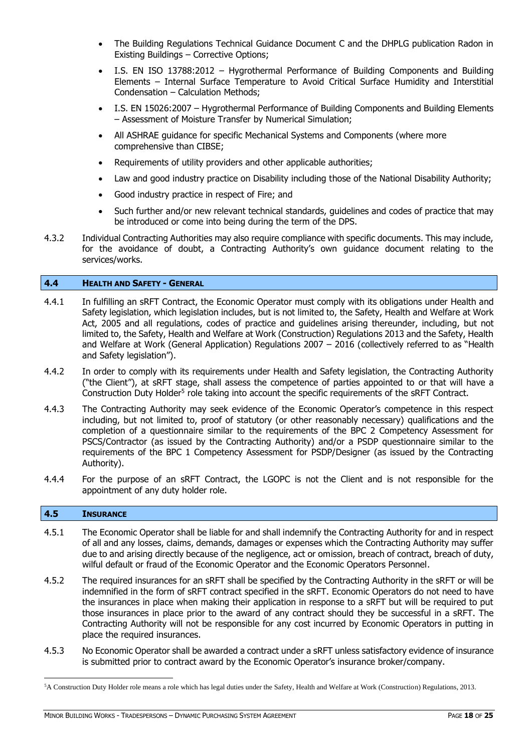- The Building Regulations Technical Guidance Document C and the DHPLG publication Radon in Existing Buildings – Corrective Options;
- I.S. EN ISO 13788:2012 – Hygrothermal Performance of Building Components and Building Elements – Internal Surface Temperature to Avoid Critical Surface Humidity and Interstitial Condensation – Calculation Methods;
- I.S. EN 15026:2007 – Hygrothermal Performance of Building Components and Building Elements – Assessment of Moisture Transfer by Numerical Simulation;
- All ASHRAE guidance for specific Mechanical Systems and Components (where more comprehensive than CIBSE;
- Requirements of utility providers and other applicable authorities;
- Law and good industry practice on Disability including those of the National Disability Authority;
- Good industry practice in respect of Fire; and
- Such further and/or new relevant technical standards, guidelines and codes of practice that may be introduced or come into being during the term of the DPS.

4.3.2 Individual Contracting Authorities may also require compliance with specific documents. This may include, for the avoidance of doubt, a Contracting Authority's own guidance document relating to the services/works.

## 4.4 HEALTH AND SAFETY - GENERAL

4.4.1 In fulfilling an sRFT Contract, the Economic Operator must comply with its obligations under Health and Safety legislation, which legislation includes, but is not limited to, the Safety, Health and Welfare at Work Act, 2005 and all regulations, codes of practice and guidelines arising thereunder, including, but not limited to, the Safety, Health and Welfare at Work (Construction) Regulations 2013 and the Safety, Health and Welfare at Work (General Application) Regulations 2007 – 2016 (collectively referred to as "Health and Safety legislation").

4.4.2 In order to comply with its requirements under Health and Safety legislation, the Contracting Authority ("the Client"), at sRFT stage, shall assess the competence of parties appointed to or that will have a Construction Duty Holder[5] role taking into account the specific requirements of the sRFT Contract.

4.4.3 The Contracting Authority may seek evidence of the Economic Operator's competence in this respect including, but not limited to, proof of statutory (or other reasonably necessary) qualifications and the completion of a questionnaire similar to the requirements of the BPC 2 Competency Assessment for PSCS/Contractor (as issued by the Contracting Authority) and/or a PSDP questionnaire similar to the requirements of the BPC 1 Competency Assessment for PSDP/Designer (as issued by the Contracting Authority).

4.4.4 For the purpose of an sRFT Contract, the LGOPC is not the Client and is not responsible for the appointment of any duty holder role.

## 4.5 INSURANCE

4.5.1 The Economic Operator shall be liable for and shall indemnify the Contracting Authority for and in respect of all and any losses, claims, demands, damages or expenses which the Contracting Authority may suffer due to and arising directly because of the negligence, act or omission, breach of contract, breach of duty, wilful default or fraud of the Economic Operator and the Economic Operators Personnel.

4.5.2 The required insurances for an sRFT shall be specified by the Contracting Authority in the sRFT or will be indemnified in the form of sRFT contract specified in the sRFT. Economic Operators do not need to have the insurances in place when making their application in response to a sRFT but will be required to put those insurances in place prior to the award of any contract should they be successful in a sRFT. The Contracting Authority will not be responsible for any cost incurred by Economic Operators in putting in place the required insurances.

4.5.3 No Economic Operator shall be awarded a contract under a sRFT unless satisfactory evidence of insurance is submitted prior to contract award by the Economic Operator's insurance broker/company.

[5] A Construction Duty Holder role means a role which has legal duties under the Safety, Health and Welfare at Work (Construction) Regulations, 2013.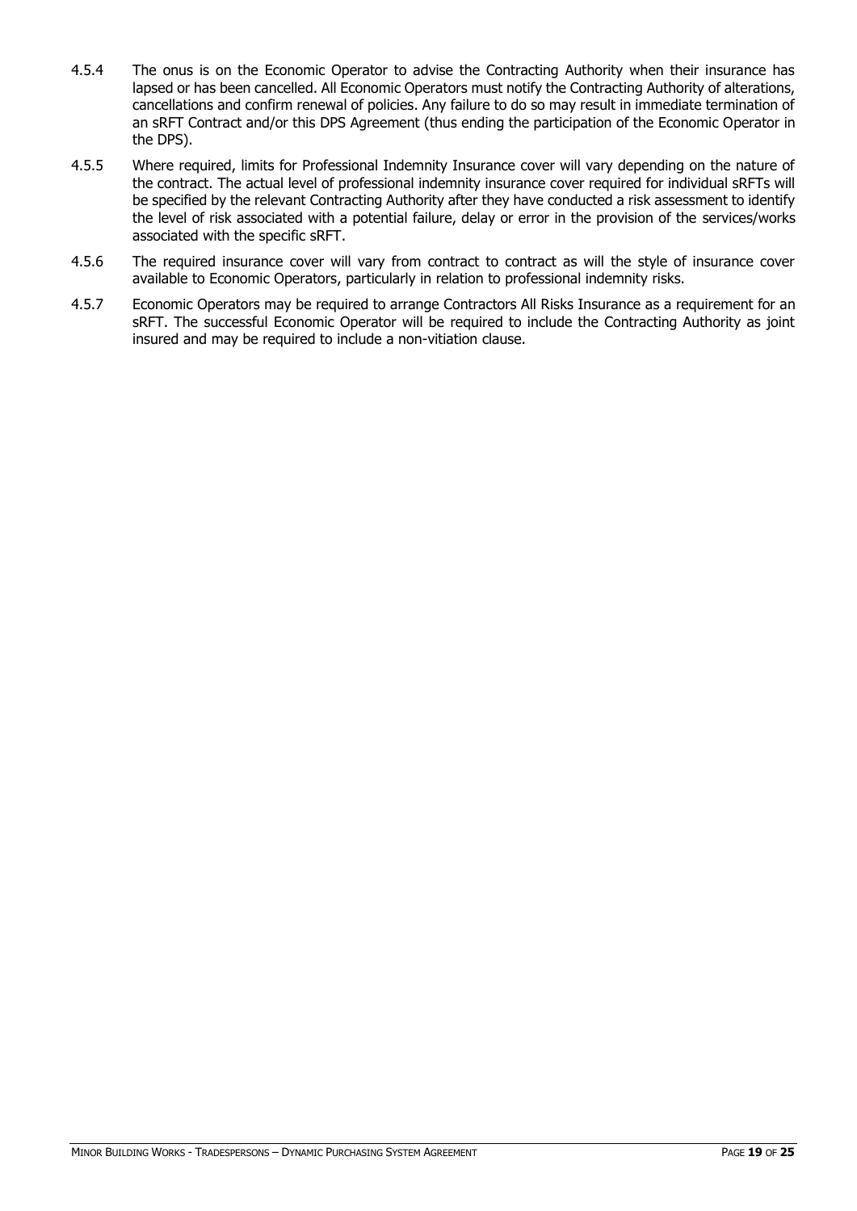4.5.4 The onus is on the Economic Operator to advise the Contracting Authority when their insurance has lapsed or has been cancelled. All Economic Operators must notify the Contracting Authority of alterations, cancellations and confirm renewal of policies. Any failure to do so may result in immediate termination of an sRFT Contract and/or this DPS Agreement (thus ending the participation of the Economic Operator in the DPS).

4.5.5 Where required, limits for Professional Indemnity Insurance cover will vary depending on the nature of the contract. The actual level of professional indemnity insurance cover required for individual sRFTs will be specified by the relevant Contracting Authority after they have conducted a risk assessment to identify the level of risk associated with a potential failure, delay or error in the provision of the services/works associated with the specific sRFT.

4.5.6 The required insurance cover will vary from contract to contract as will the style of insurance cover available to Economic Operators, particularly in relation to professional indemnity risks.

4.5.7 Economic Operators may be required to arrange Contractors All Risks Insurance as a requirement for an sRFT. The successful Economic Operator will be required to include the Contracting Authority as joint insured and may be required to include a non-vitiation clause.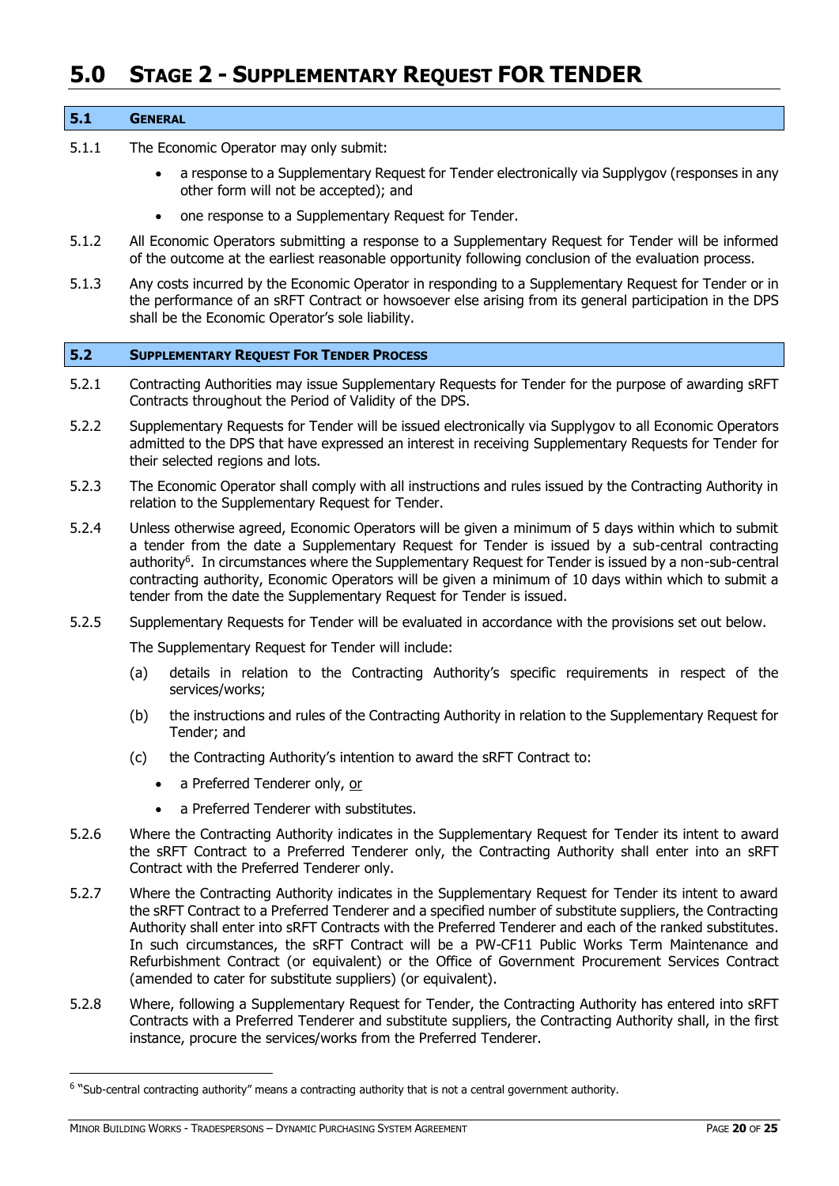# 5.0 STAGE 2 - SUPPLEMENTARY REQUEST FOR TENDER

## 5.1 GENERAL

5.1.1 The Economic Operator may only submit:

- a response to a Supplementary Request for Tender electronically via Supplygov (responses in any other form will not be accepted); and
- one response to a Supplementary Request for Tender.

5.1.2 All Economic Operators submitting a response to a Supplementary Request for Tender will be informed of the outcome at the earliest reasonable opportunity following conclusion of the evaluation process.

5.1.3 Any costs incurred by the Economic Operator in responding to a Supplementary Request for Tender or in the performance of an sRFT Contract or howsoever else arising from its general participation in the DPS shall be the Economic Operator's sole liability.

## 5.2 SUPPLEMENTARY REQUEST FOR TENDER PROCESS

5.2.1 Contracting Authorities may issue Supplementary Requests for Tender for the purpose of awarding sRFT Contracts throughout the Period of Validity of the DPS.

5.2.2 Supplementary Requests for Tender will be issued electronically via Supplygov to all Economic Operators admitted to the DPS that have expressed an interest in receiving Supplementary Requests for Tender for their selected regions and lots.

5.2.3 The Economic Operator shall comply with all instructions and rules issued by the Contracting Authority in relation to the Supplementary Request for Tender.

5.2.4 Unless otherwise agreed, Economic Operators will be given a minimum of 5 days within which to submit a tender from the date a Supplementary Request for Tender is issued by a sub-central contracting authority[6]. In circumstances where the Supplementary Request for Tender is issued by a non-sub-central contracting authority, Economic Operators will be given a minimum of 10 days within which to submit a tender from the date the Supplementary Request for Tender is issued.

5.2.5 Supplementary Requests for Tender will be evaluated in accordance with the provisions set out below.

The Supplementary Request for Tender will include:

(a) details in relation to the Contracting Authority's specific requirements in respect of the services/works;

(b) the instructions and rules of the Contracting Authority in relation to the Supplementary Request for Tender; and

(c) the Contracting Authority's intention to award the sRFT Contract to:

- a Preferred Tenderer only, <u>or</u>
- a Preferred Tenderer with substitutes.

5.2.6 Where the Contracting Authority indicates in the Supplementary Request for Tender its intent to award the sRFT Contract to a Preferred Tenderer only, the Contracting Authority shall enter into an sRFT Contract with the Preferred Tenderer only.

5.2.7 Where the Contracting Authority indicates in the Supplementary Request for Tender its intent to award the sRFT Contract to a Preferred Tenderer and a specified number of substitute suppliers, the Contracting Authority shall enter into sRFT Contracts with the Preferred Tenderer and each of the ranked substitutes. In such circumstances, the sRFT Contract will be a PW-CF11 Public Works Term Maintenance and Refurbishment Contract (or equivalent) or the Office of Government Procurement Services Contract (amended to cater for substitute suppliers) (or equivalent).

5.2.8 Where, following a Supplementary Request for Tender, the Contracting Authority has entered into sRFT Contracts with a Preferred Tenderer and substitute suppliers, the Contracting Authority shall, in the first instance, procure the services/works from the Preferred Tenderer.

---

[6] "Sub-central contracting authority" means a contracting authority that is not a central government authority.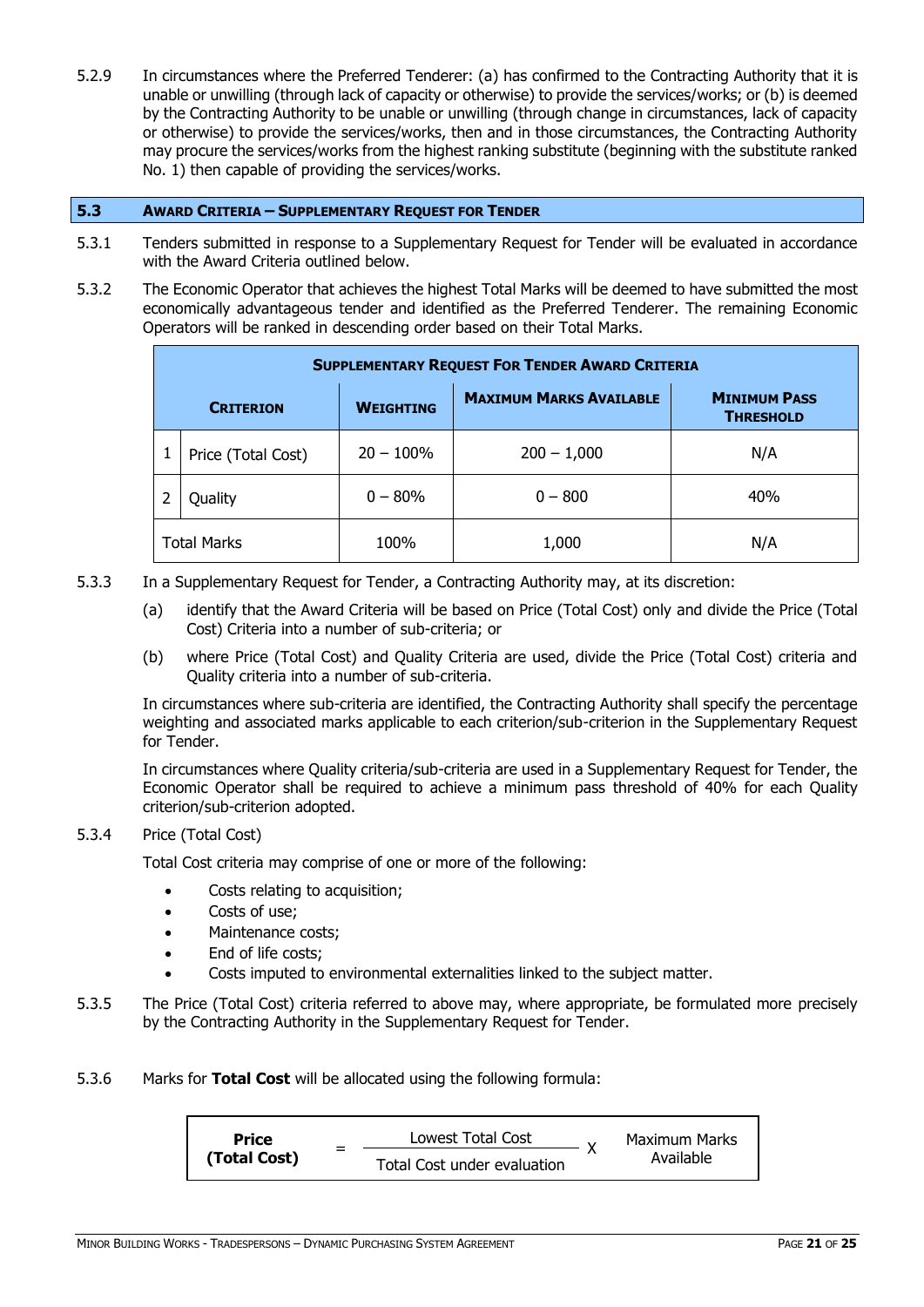5.2.9 In circumstances where the Preferred Tenderer: (a) has confirmed to the Contracting Authority that it is unable or unwilling (through lack of capacity or otherwise) to provide the services/works; or (b) is deemed by the Contracting Authority to be unable or unwilling (through change in circumstances, lack of capacity or otherwise) to provide the services/works, then and in those circumstances, the Contracting Authority may procure the services/works from the highest ranking substitute (beginning with the substitute ranked No. 1) then capable of providing the services/works.

## 5.3 Award Criteria – Supplementary Request for Tender

5.3.1 Tenders submitted in response to a Supplementary Request for Tender will be evaluated in accordance with the Award Criteria outlined below.

5.3.2 The Economic Operator that achieves the highest Total Marks will be deemed to have submitted the most economically advantageous tender and identified as the Preferred Tenderer. The remaining Economic Operators will be ranked in descending order based on their Total Marks.

| Supplementary Request For Tender Award Criteria | | | | |
|---|---|---|---|---|
| **Criterion** | | **Weighting** | **Maximum Marks Available** | **Minimum Pass Threshold** |
| 1 | Price (Total Cost) | 20 – 100% | 200 – 1,000 | N/A |
| 2 | Quality | 0 – 80% | 0 – 800 | 40% |
| Total Marks | | 100% | 1,000 | N/A |

5.3.3 In a Supplementary Request for Tender, a Contracting Authority may, at its discretion:

(a) identify that the Award Criteria will be based on Price (Total Cost) only and divide the Price (Total Cost) Criteria into a number of sub-criteria; or

(b) where Price (Total Cost) and Quality Criteria are used, divide the Price (Total Cost) criteria and Quality criteria into a number of sub-criteria.

In circumstances where sub-criteria are identified, the Contracting Authority shall specify the percentage weighting and associated marks applicable to each criterion/sub-criterion in the Supplementary Request for Tender.

In circumstances where Quality criteria/sub-criteria are used in a Supplementary Request for Tender, the Economic Operator shall be required to achieve a minimum pass threshold of 40% for each Quality criterion/sub-criterion adopted.

5.3.4 Price (Total Cost)

Total Cost criteria may comprise of one or more of the following:

- Costs relating to acquisition;
- Costs of use;
- Maintenance costs;
- End of life costs;
- Costs imputed to environmental externalities linked to the subject matter.

5.3.5 The Price (Total Cost) criteria referred to above may, where appropriate, be formulated more precisely by the Contracting Authority in the Supplementary Request for Tender.

5.3.6 Marks for **Total Cost** will be allocated using the following formula:

$$\textbf{Price (Total Cost)} = \frac{\text{Lowest Total Cost}}{\text{Total Cost under evaluation}} \times \text{Maximum Marks Available}$$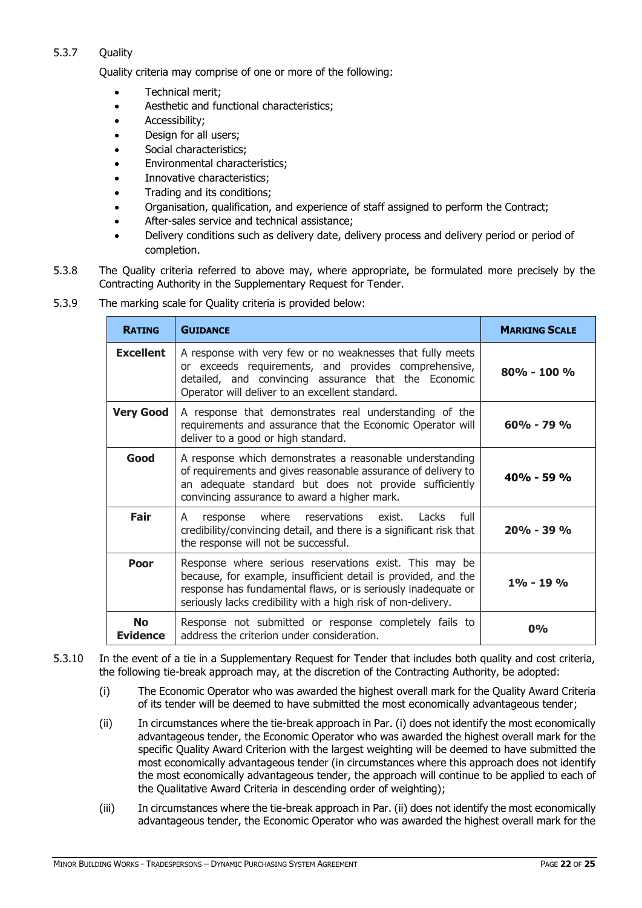5.3.7 Quality

Quality criteria may comprise of one or more of the following:

- Technical merit;
- Aesthetic and functional characteristics;
- Accessibility;
- Design for all users;
- Social characteristics;
- Environmental characteristics;
- Innovative characteristics;
- Trading and its conditions;
- Organisation, qualification, and experience of staff assigned to perform the Contract;
- After-sales service and technical assistance;
- Delivery conditions such as delivery date, delivery process and delivery period or period of completion.

5.3.8 The Quality criteria referred to above may, where appropriate, be formulated more precisely by the Contracting Authority in the Supplementary Request for Tender.

5.3.9 The marking scale for Quality criteria is provided below:

| **Rating** | **Guidance** | **Marking Scale** |
|---|---|---|
| **Excellent** | A response with very few or no weaknesses that fully meets or exceeds requirements, and provides comprehensive, detailed, and convincing assurance that the Economic Operator will deliver to an excellent standard. | **80% - 100 %** |
| **Very Good** | A response that demonstrates real understanding of the requirements and assurance that the Economic Operator will deliver to a good or high standard. | **60% - 79 %** |
| **Good** | A response which demonstrates a reasonable understanding of requirements and gives reasonable assurance of delivery to an adequate standard but does not provide sufficiently convincing assurance to award a higher mark. | **40% - 59 %** |
| **Fair** | A response where reservations exist. Lacks full credibility/convincing detail, and there is a significant risk that the response will not be successful. | **20% - 39 %** |
| **Poor** | Response where serious reservations exist. This may be because, for example, insufficient detail is provided, and the response has fundamental flaws, or is seriously inadequate or seriously lacks credibility with a high risk of non-delivery. | **1% - 19 %** |
| **No Evidence** | Response not submitted or response completely fails to address the criterion under consideration. | **0%** |

5.3.10 In the event of a tie in a Supplementary Request for Tender that includes both quality and cost criteria, the following tie-break approach may, at the discretion of the Contracting Authority, be adopted:

(i) The Economic Operator who was awarded the highest overall mark for the Quality Award Criteria of its tender will be deemed to have submitted the most economically advantageous tender;

(ii) In circumstances where the tie-break approach in Par. (i) does not identify the most economically advantageous tender, the Economic Operator who was awarded the highest overall mark for the specific Quality Award Criterion with the largest weighting will be deemed to have submitted the most economically advantageous tender (in circumstances where this approach does not identify the most economically advantageous tender, the approach will continue to be applied to each of the Qualitative Award Criteria in descending order of weighting);

(iii) In circumstances where the tie-break approach in Par. (ii) does not identify the most economically advantageous tender, the Economic Operator who was awarded the highest overall mark for the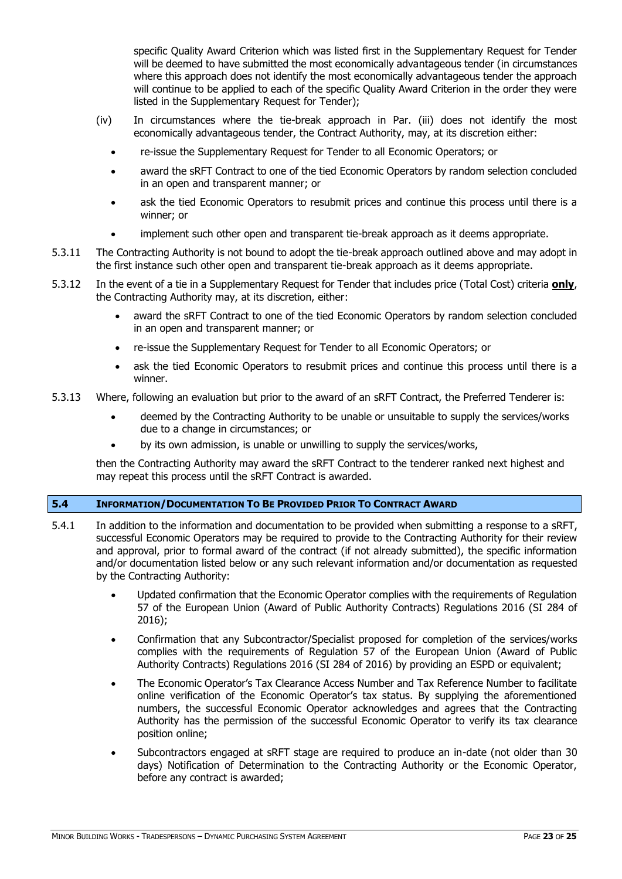specific Quality Award Criterion which was listed first in the Supplementary Request for Tender will be deemed to have submitted the most economically advantageous tender (in circumstances where this approach does not identify the most economically advantageous tender the approach will continue to be applied to each of the specific Quality Award Criterion in the order they were listed in the Supplementary Request for Tender);

(iv) In circumstances where the tie-break approach in Par. (iii) does not identify the most economically advantageous tender, the Contract Authority, may, at its discretion either:

- re-issue the Supplementary Request for Tender to all Economic Operators; or
- award the sRFT Contract to one of the tied Economic Operators by random selection concluded in an open and transparent manner; or
- ask the tied Economic Operators to resubmit prices and continue this process until there is a winner; or
- implement such other open and transparent tie-break approach as it deems appropriate.

5.3.11 The Contracting Authority is not bound to adopt the tie-break approach outlined above and may adopt in the first instance such other open and transparent tie-break approach as it deems appropriate.

5.3.12 In the event of a tie in a Supplementary Request for Tender that includes price (Total Cost) criteria **only**, the Contracting Authority may, at its discretion, either:

- award the sRFT Contract to one of the tied Economic Operators by random selection concluded in an open and transparent manner; or
- re-issue the Supplementary Request for Tender to all Economic Operators; or
- ask the tied Economic Operators to resubmit prices and continue this process until there is a winner.

5.3.13 Where, following an evaluation but prior to the award of an sRFT Contract, the Preferred Tenderer is:

- deemed by the Contracting Authority to be unable or unsuitable to supply the services/works due to a change in circumstances; or
- by its own admission, is unable or unwilling to supply the services/works,

then the Contracting Authority may award the sRFT Contract to the tenderer ranked next highest and may repeat this process until the sRFT Contract is awarded.

## 5.4 INFORMATION/DOCUMENTATION TO BE PROVIDED PRIOR TO CONTRACT AWARD

5.4.1 In addition to the information and documentation to be provided when submitting a response to a sRFT, successful Economic Operators may be required to provide to the Contracting Authority for their review and approval, prior to formal award of the contract (if not already submitted), the specific information and/or documentation listed below or any such relevant information and/or documentation as requested by the Contracting Authority:

- Updated confirmation that the Economic Operator complies with the requirements of Regulation 57 of the European Union (Award of Public Authority Contracts) Regulations 2016 (SI 284 of 2016);
- Confirmation that any Subcontractor/Specialist proposed for completion of the services/works complies with the requirements of Regulation 57 of the European Union (Award of Public Authority Contracts) Regulations 2016 (SI 284 of 2016) by providing an ESPD or equivalent;
- The Economic Operator's Tax Clearance Access Number and Tax Reference Number to facilitate online verification of the Economic Operator's tax status. By supplying the aforementioned numbers, the successful Economic Operator acknowledges and agrees that the Contracting Authority has the permission of the successful Economic Operator to verify its tax clearance position online;
- Subcontractors engaged at sRFT stage are required to produce an in-date (not older than 30 days) Notification of Determination to the Contracting Authority or the Economic Operator, before any contract is awarded;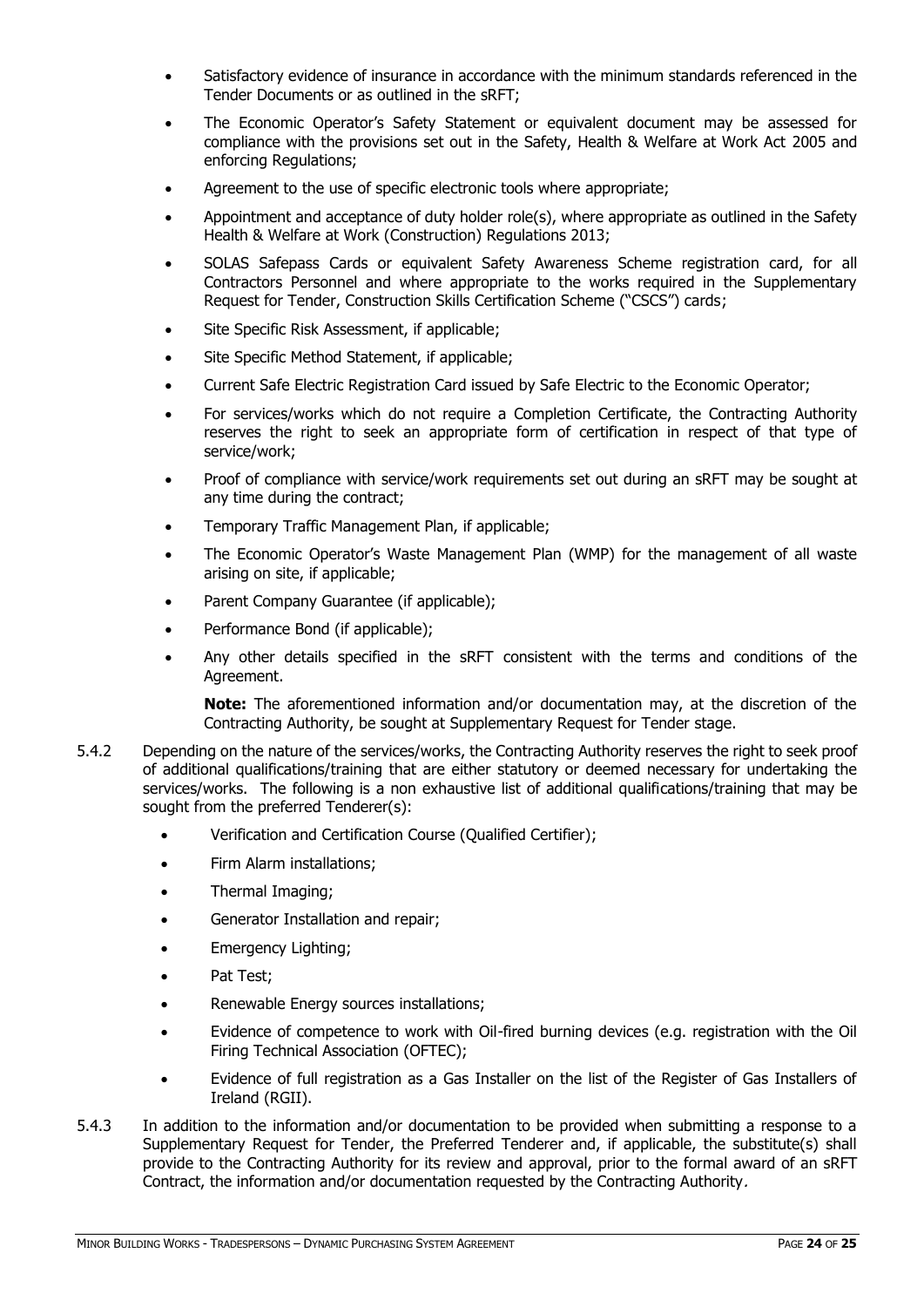- Satisfactory evidence of insurance in accordance with the minimum standards referenced in the Tender Documents or as outlined in the sRFT;
- The Economic Operator's Safety Statement or equivalent document may be assessed for compliance with the provisions set out in the Safety, Health & Welfare at Work Act 2005 and enforcing Regulations;
- Agreement to the use of specific electronic tools where appropriate;
- Appointment and acceptance of duty holder role(s), where appropriate as outlined in the Safety Health & Welfare at Work (Construction) Regulations 2013;
- SOLAS Safepass Cards or equivalent Safety Awareness Scheme registration card, for all Contractors Personnel and where appropriate to the works required in the Supplementary Request for Tender, Construction Skills Certification Scheme ("CSCS") cards;
- Site Specific Risk Assessment, if applicable;
- Site Specific Method Statement, if applicable;
- Current Safe Electric Registration Card issued by Safe Electric to the Economic Operator;
- For services/works which do not require a Completion Certificate, the Contracting Authority reserves the right to seek an appropriate form of certification in respect of that type of service/work;
- Proof of compliance with service/work requirements set out during an sRFT may be sought at any time during the contract;
- Temporary Traffic Management Plan, if applicable;
- The Economic Operator's Waste Management Plan (WMP) for the management of all waste arising on site, if applicable;
- Parent Company Guarantee (if applicable);
- Performance Bond (if applicable);
- Any other details specified in the sRFT consistent with the terms and conditions of the Agreement.

  **Note:** The aforementioned information and/or documentation may, at the discretion of the Contracting Authority, be sought at Supplementary Request for Tender stage.

5.4.2 Depending on the nature of the services/works, the Contracting Authority reserves the right to seek proof of additional qualifications/training that are either statutory or deemed necessary for undertaking the services/works. The following is a non exhaustive list of additional qualifications/training that may be sought from the preferred Tenderer(s):

- Verification and Certification Course (Qualified Certifier);
- Firm Alarm installations;
- Thermal Imaging;
- Generator Installation and repair;
- Emergency Lighting;
- Pat Test;
- Renewable Energy sources installations;
- Evidence of competence to work with Oil-fired burning devices (e.g. registration with the Oil Firing Technical Association (OFTEC);
- Evidence of full registration as a Gas Installer on the list of the Register of Gas Installers of Ireland (RGII).

5.4.3 In addition to the information and/or documentation to be provided when submitting a response to a Supplementary Request for Tender, the Preferred Tenderer and, if applicable, the substitute(s) shall provide to the Contracting Authority for its review and approval, prior to the formal award of an sRFT Contract, the information and/or documentation requested by the Contracting Authority.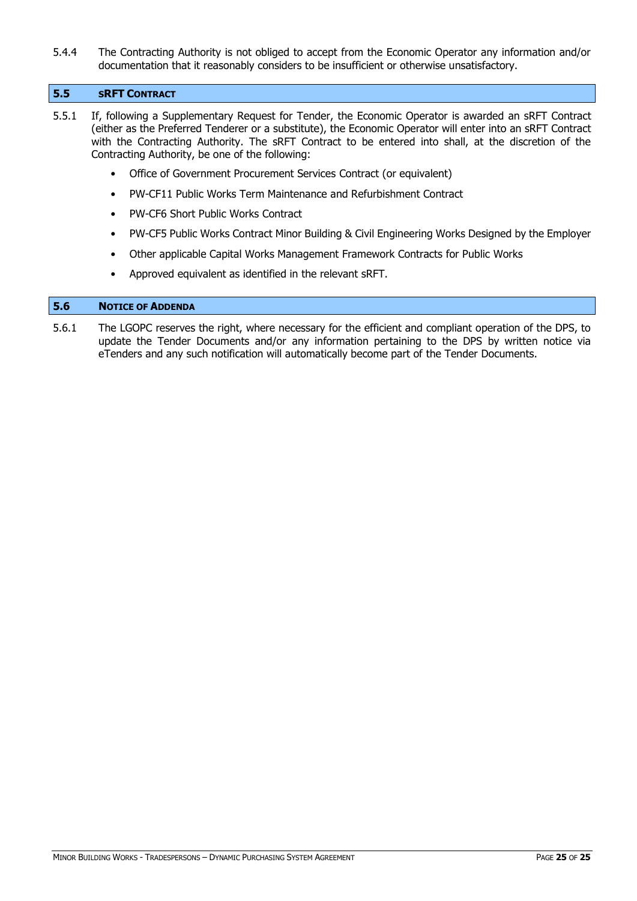5.4.4 The Contracting Authority is not obliged to accept from the Economic Operator any information and/or documentation that it reasonably considers to be insufficient or otherwise unsatisfactory.

## 5.5 sRFT Contract

5.5.1 If, following a Supplementary Request for Tender, the Economic Operator is awarded an sRFT Contract (either as the Preferred Tenderer or a substitute), the Economic Operator will enter into an sRFT Contract with the Contracting Authority. The sRFT Contract to be entered into shall, at the discretion of the Contracting Authority, be one of the following:

- Office of Government Procurement Services Contract (or equivalent)
- PW-CF11 Public Works Term Maintenance and Refurbishment Contract
- PW-CF6 Short Public Works Contract
- PW-CF5 Public Works Contract Minor Building & Civil Engineering Works Designed by the Employer
- Other applicable Capital Works Management Framework Contracts for Public Works
- Approved equivalent as identified in the relevant sRFT.

## 5.6 Notice of Addenda

5.6.1 The LGOPC reserves the right, where necessary for the efficient and compliant operation of the DPS, to update the Tender Documents and/or any information pertaining to the DPS by written notice via eTenders and any such notification will automatically become part of the Tender Documents.